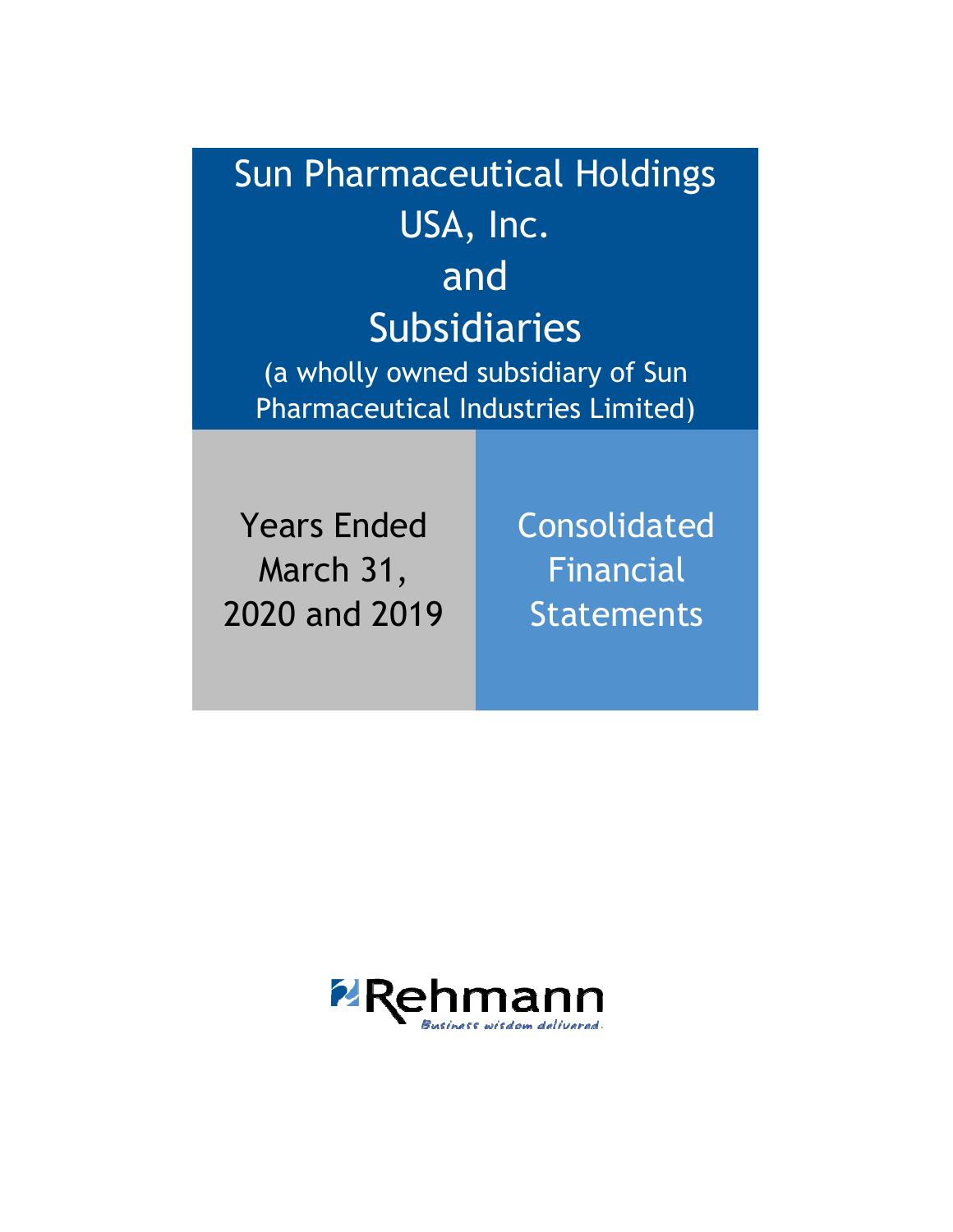# Sun Pharmaceutical Holdings USA, Inc. and Subsidiaries

(a wholly owned subsidiary of Sun Pharmaceutical Industries Limited)

Years Ended March 31, 2020 and 2019

Consolidated Financial Statements

Rehmann

*Business wisdom delivered.*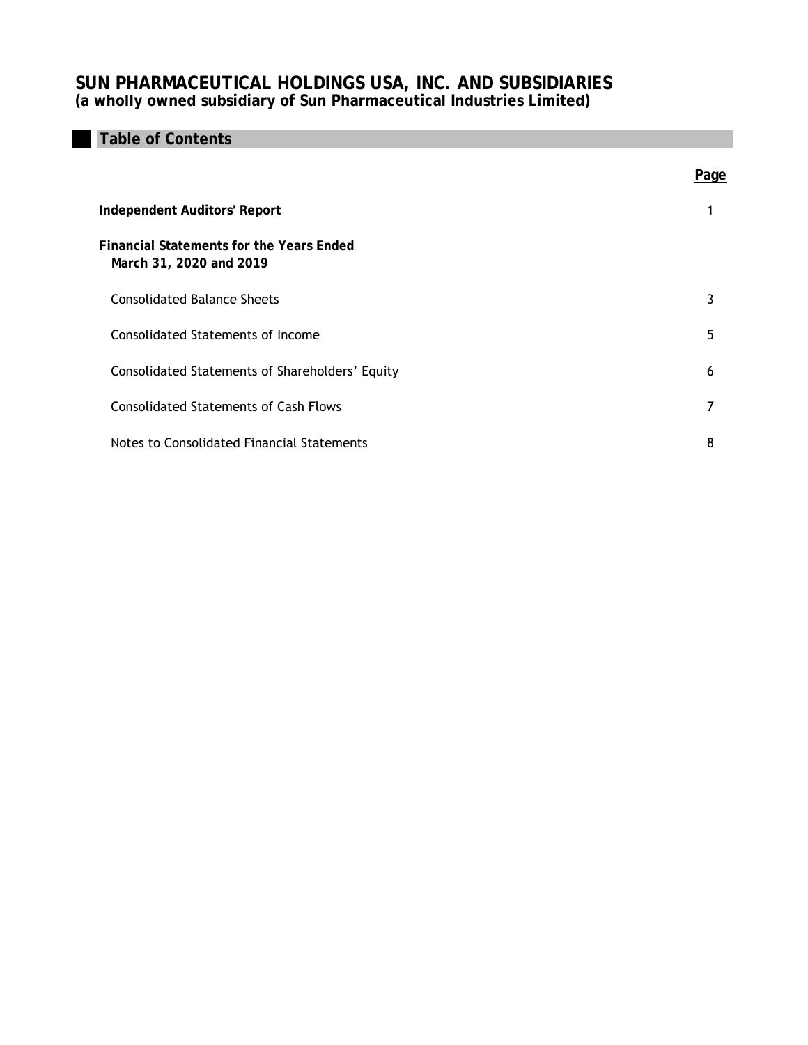# SUN PHARMACEUTICAL HOLDINGS USA, INC. AND SUBSIDIARIES
**(a wholly owned subsidiary of Sun Pharmaceutical Industries Limited)**

## Table of Contents

| | Page |
|---|---|
| **Independent Auditors' Report** | 1 |
| **Financial Statements for the Years Ended March 31, 2020 and 2019** | |
| Consolidated Balance Sheets | 3 |
| Consolidated Statements of Income | 5 |
| Consolidated Statements of Shareholders' Equity | 6 |
| Consolidated Statements of Cash Flows | 7 |
| Notes to Consolidated Financial Statements | 8 |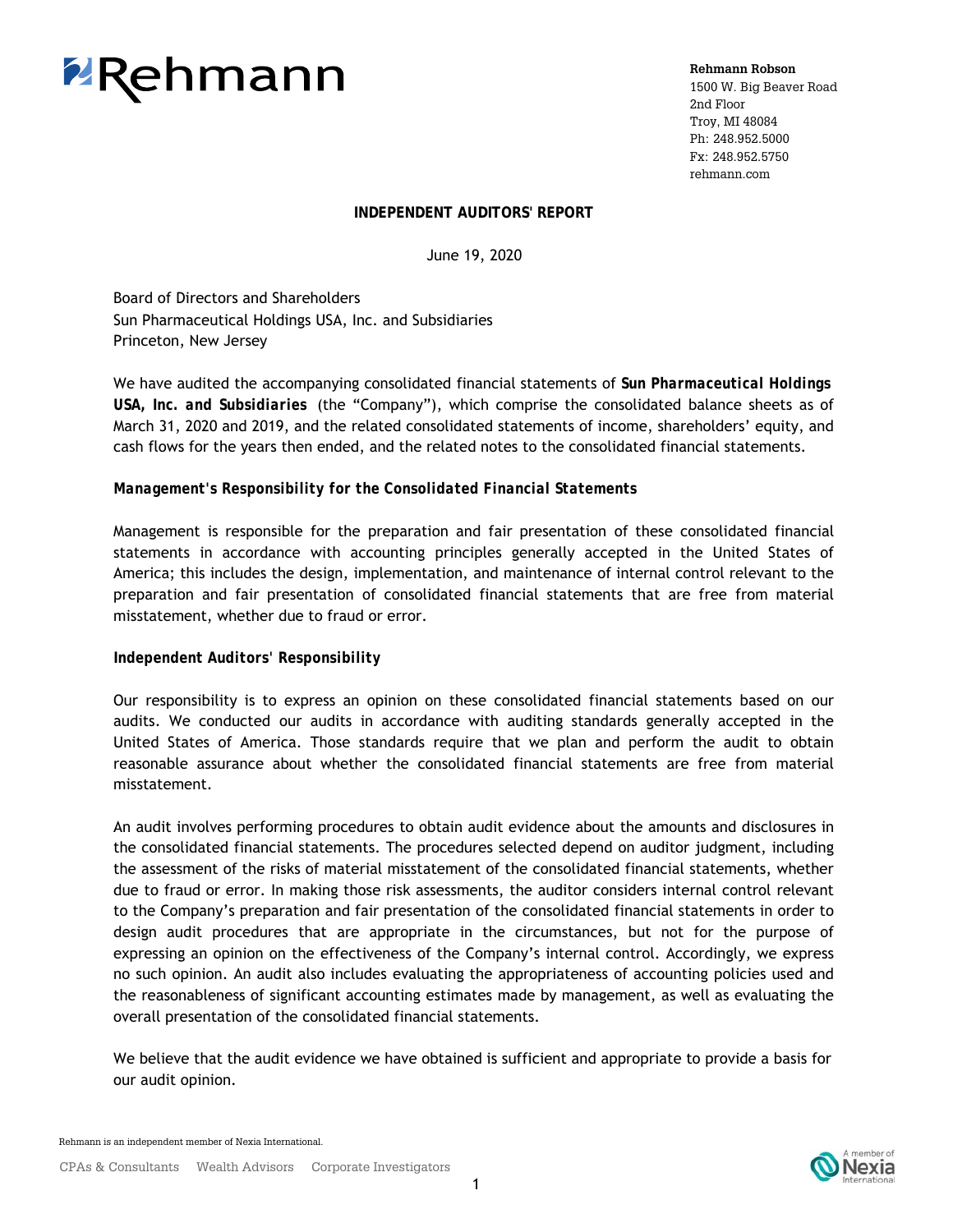Rehmann Robson
1500 W. Big Beaver Road
2nd Floor
Troy, MI 48084
Ph: 248.952.5000
Fx: 248.952.5750
rehmann.com

## INDEPENDENT AUDITORS' REPORT

June 19, 2020

Board of Directors and Shareholders
Sun Pharmaceutical Holdings USA, Inc. and Subsidiaries
Princeton, New Jersey

We have audited the accompanying consolidated financial statements of ***Sun Pharmaceutical Holdings USA, Inc. and Subsidiaries*** (the "Company"), which comprise the consolidated balance sheets as of March 31, 2020 and 2019, and the related consolidated statements of income, shareholders' equity, and cash flows for the years then ended, and the related notes to the consolidated financial statements.

### *Management's Responsibility for the Consolidated Financial Statements*

Management is responsible for the preparation and fair presentation of these consolidated financial statements in accordance with accounting principles generally accepted in the United States of America; this includes the design, implementation, and maintenance of internal control relevant to the preparation and fair presentation of consolidated financial statements that are free from material misstatement, whether due to fraud or error.

### Independent Auditors' Responsibility

Our responsibility is to express an opinion on these consolidated financial statements based on our audits. We conducted our audits in accordance with auditing standards generally accepted in the United States of America. Those standards require that we plan and perform the audit to obtain reasonable assurance about whether the consolidated financial statements are free from material misstatement.

An audit involves performing procedures to obtain audit evidence about the amounts and disclosures in the consolidated financial statements. The procedures selected depend on auditor judgment, including the assessment of the risks of material misstatement of the consolidated financial statements, whether due to fraud or error. In making those risk assessments, the auditor considers internal control relevant to the Company's preparation and fair presentation of the consolidated financial statements in order to design audit procedures that are appropriate in the circumstances, but not for the purpose of expressing an opinion on the effectiveness of the Company's internal control. Accordingly, we express no such opinion. An audit also includes evaluating the appropriateness of accounting policies used and the reasonableness of significant accounting estimates made by management, as well as evaluating the overall presentation of the consolidated financial statements.

We believe that the audit evidence we have obtained is sufficient and appropriate to provide a basis for our audit opinion.

Rehmann is an independent member of Nexia International.

CPAs & Consultants Wealth Advisors Corporate Investigators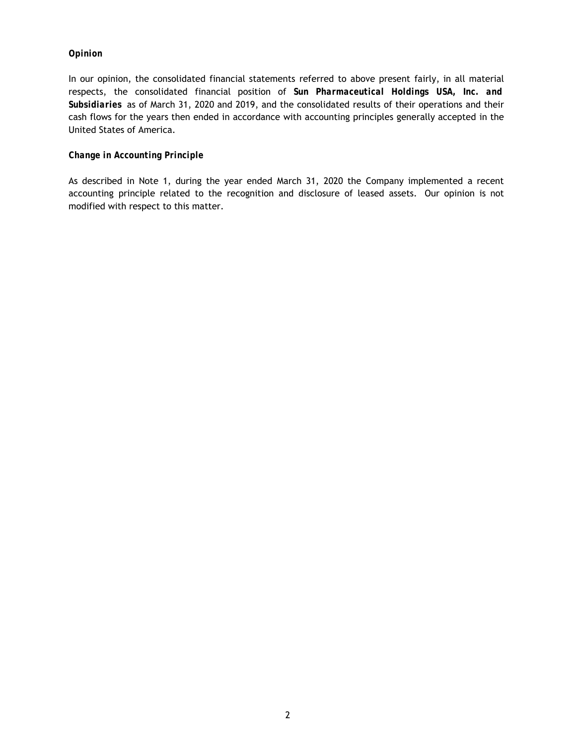### *Opinion*

In our opinion, the consolidated financial statements referred to above present fairly, in all material respects, the consolidated financial position of ***Sun Pharmaceutical Holdings USA, Inc. and Subsidiaries*** as of March 31, 2020 and 2019, and the consolidated results of their operations and their cash flows for the years then ended in accordance with accounting principles generally accepted in the United States of America.

### *Change in Accounting Principle*

As described in Note 1, during the year ended March 31, 2020 the Company implemented a recent accounting principle related to the recognition and disclosure of leased assets. Our opinion is not modified with respect to this matter.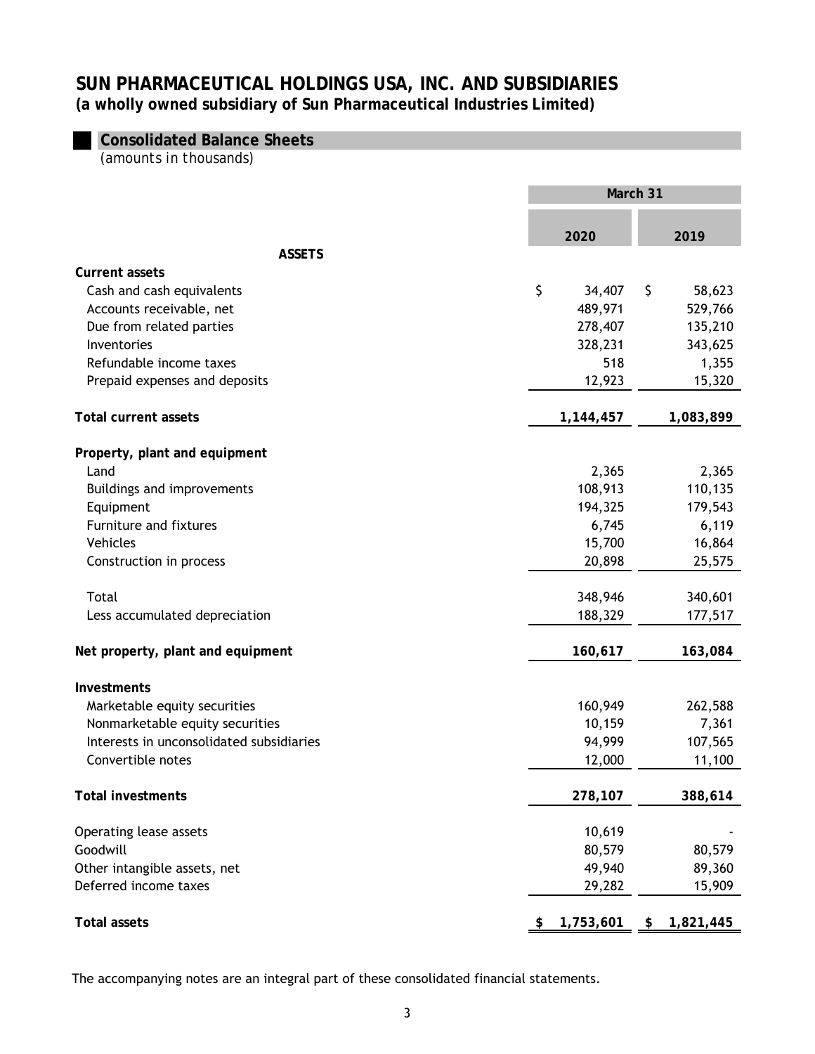# SUN PHARMACEUTICAL HOLDINGS USA, INC. AND SUBSIDIARIES

**(a wholly owned subsidiary of Sun Pharmaceutical Industries Limited)**

## Consolidated Balance Sheets

*(amounts in thousands)*

| | March 31 | |
|---|---|---|
| | **2020** | **2019** |
| **ASSETS** | | |
| **Current assets** | | |
| Cash and cash equivalents | $ 34,407 | $ 58,623 |
| Accounts receivable, net | 489,971 | 529,766 |
| Due from related parties | 278,407 | 135,210 |
| Inventories | 328,231 | 343,625 |
| Refundable income taxes | 518 | 1,355 |
| Prepaid expenses and deposits | 12,923 | 15,320 |
| **Total current assets** | **1,144,457** | **1,083,899** |
| **Property, plant and equipment** | | |
| Land | 2,365 | 2,365 |
| Buildings and improvements | 108,913 | 110,135 |
| Equipment | 194,325 | 179,543 |
| Furniture and fixtures | 6,745 | 6,119 |
| Vehicles | 15,700 | 16,864 |
| Construction in process | 20,898 | 25,575 |
| Total | 348,946 | 340,601 |
| Less accumulated depreciation | 188,329 | 177,517 |
| **Net property, plant and equipment** | **160,617** | **163,084** |
| **Investments** | | |
| Marketable equity securities | 160,949 | 262,588 |
| Nonmarketable equity securities | 10,159 | 7,361 |
| Interests in unconsolidated subsidiaries | 94,999 | 107,565 |
| Convertible notes | 12,000 | 11,100 |
| **Total investments** | **278,107** | **388,614** |
| Operating lease assets | 10,619 | - |
| Goodwill | 80,579 | 80,579 |
| Other intangible assets, net | 49,940 | 89,360 |
| Deferred income taxes | 29,282 | 15,909 |
| **Total assets** | **$ 1,753,601** | **$ 1,821,445** |

The accompanying notes are an integral part of these consolidated financial statements.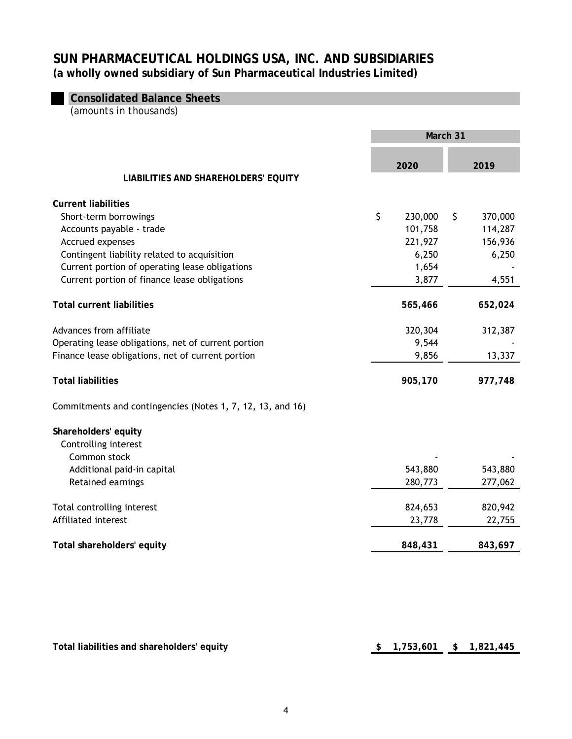# SUN PHARMACEUTICAL HOLDINGS USA, INC. AND SUBSIDIARIES

**(a wholly owned subsidiary of Sun Pharmaceutical Industries Limited)**

## Consolidated Balance Sheets

*(amounts in thousands)*

| | March 31 | |
|---|---|---|
| | **2020** | **2019** |
| **LIABILITIES AND SHAREHOLDERS' EQUITY** | | |
| **Current liabilities** | | |
| Short-term borrowings | $ 230,000 | $ 370,000 |
| Accounts payable - trade | 101,758 | 114,287 |
| Accrued expenses | 221,927 | 156,936 |
| Contingent liability related to acquisition | 6,250 | 6,250 |
| Current portion of operating lease obligations | 1,654 | - |
| Current portion of finance lease obligations | 3,877 | 4,551 |
| **Total current liabilities** | **565,466** | **652,024** |
| Advances from affiliate | 320,304 | 312,387 |
| Operating lease obligations, net of current portion | 9,544 | - |
| Finance lease obligations, net of current portion | 9,856 | 13,337 |
| **Total liabilities** | **905,170** | **977,748** |
| Commitments and contingencies (Notes 1, 7, 12, 13, and 16) | | |
| **Shareholders' equity** | | |
| Controlling interest | | |
| Common stock | - | - |
| Additional paid-in capital | 543,880 | 543,880 |
| Retained earnings | 280,773 | 277,062 |
| Total controlling interest | 824,653 | 820,942 |
| Affiliated interest | 23,778 | 22,755 |
| **Total shareholders' equity** | **848,431** | **843,697** |
| **Total liabilities and shareholders' equity** | **$ 1,753,601** | **$ 1,821,445** |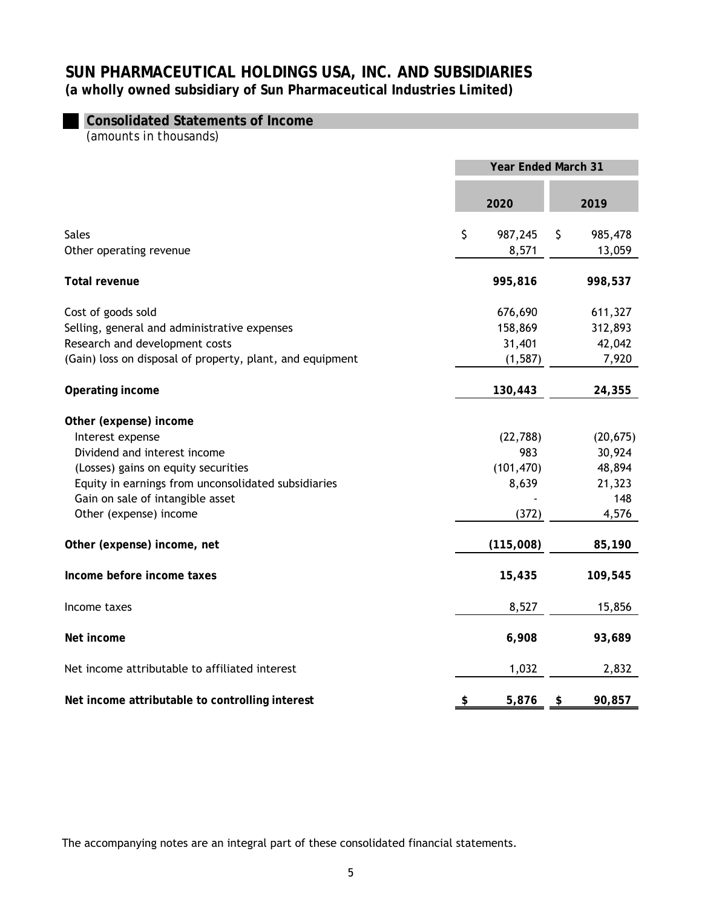# SUN PHARMACEUTICAL HOLDINGS USA, INC. AND SUBSIDIARIES

**(a wholly owned subsidiary of Sun Pharmaceutical Industries Limited)**

## Consolidated Statements of Income

*(amounts in thousands)*

| | Year Ended March 31 | |
|---|---|---|
| | **2020** | **2019** |
| Sales | $ 987,245 | $ 985,478 |
| Other operating revenue | 8,571 | 13,059 |
| **Total revenue** | **995,816** | **998,537** |
| Cost of goods sold | 676,690 | 611,327 |
| Selling, general and administrative expenses | 158,869 | 312,893 |
| Research and development costs | 31,401 | 42,042 |
| (Gain) loss on disposal of property, plant, and equipment | (1,587) | 7,920 |
| **Operating income** | **130,443** | **24,355** |
| **Other (expense) income** | | |
| Interest expense | (22,788) | (20,675) |
| Dividend and interest income | 983 | 30,924 |
| (Losses) gains on equity securities | (101,470) | 48,894 |
| Equity in earnings from unconsolidated subsidiaries | 8,639 | 21,323 |
| Gain on sale of intangible asset | - | 148 |
| Other (expense) income | (372) | 4,576 |
| **Other (expense) income, net** | **(115,008)** | **85,190** |
| **Income before income taxes** | **15,435** | **109,545** |
| Income taxes | 8,527 | 15,856 |
| **Net income** | **6,908** | **93,689** |
| Net income attributable to affiliated interest | 1,032 | 2,832 |
| **Net income attributable to controlling interest** | **$ 5,876** | **$ 90,857** |

The accompanying notes are an integral part of these consolidated financial statements.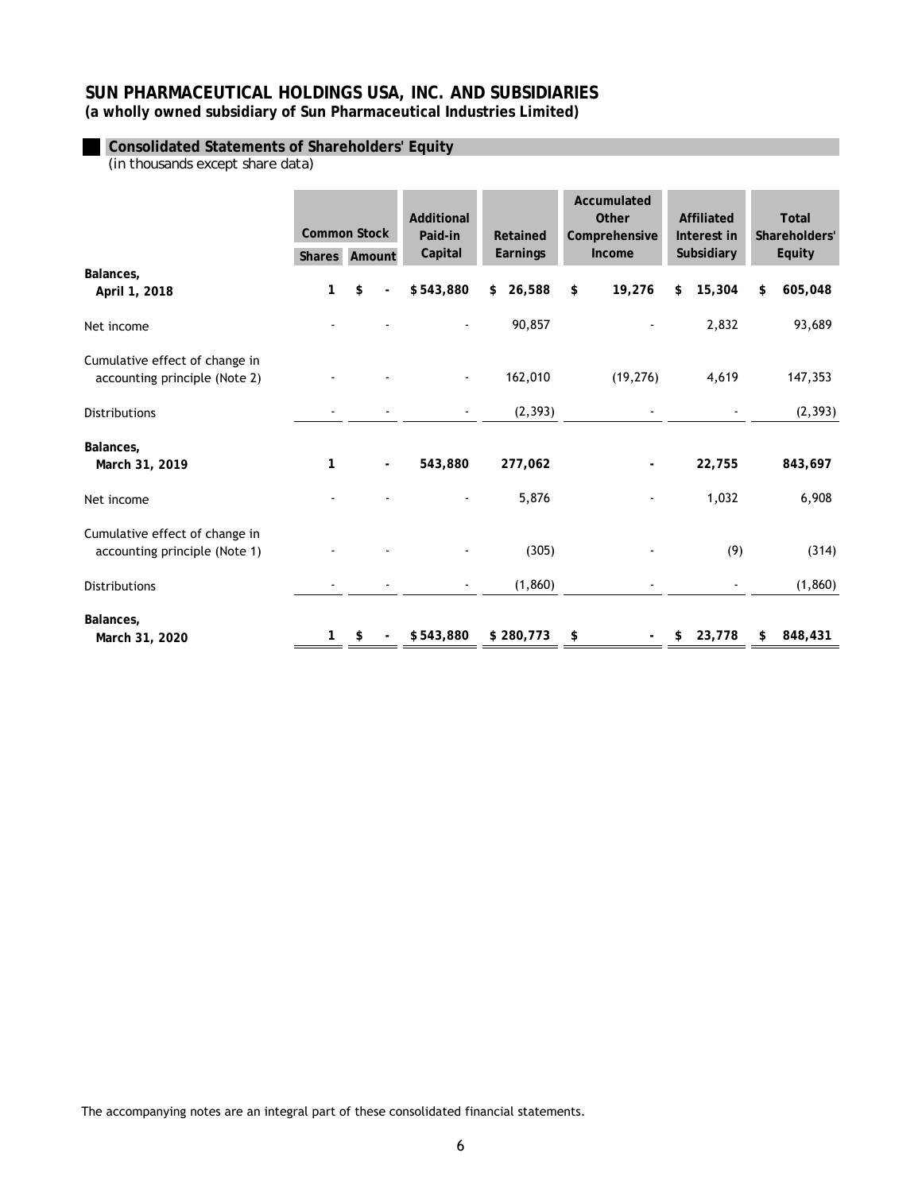# SUN PHARMACEUTICAL HOLDINGS USA, INC. AND SUBSIDIARIES

**(a wholly owned subsidiary of Sun Pharmaceutical Industries Limited)**

## Consolidated Statements of Shareholders' Equity

*(in thousands except share data)*

| | Common Stock | | Additional Paid-in Capital | Retained Earnings | Accumulated Other Comprehensive Income | Affiliated Interest in Subsidiary | Total Shareholders' Equity |
|---|---|---|---|---|---|---|---|
| | Shares | Amount | | | | | |
| **Balances, April 1, 2018** | 1 | $ - | $ 543,880 | $ 26,588 | $ 19,276 | $ 15,304 | $ 605,048 |
| Net income | - | - | - | 90,857 | - | 2,832 | 93,689 |
| Cumulative effect of change in accounting principle (Note 2) | - | - | - | 162,010 | (19,276) | 4,619 | 147,353 |
| Distributions | - | - | - | (2,393) | - | - | (2,393) |
| **Balances, March 31, 2019** | 1 | - | 543,880 | 277,062 | - | 22,755 | 843,697 |
| Net income | - | - | - | 5,876 | - | 1,032 | 6,908 |
| Cumulative effect of change in accounting principle (Note 1) | - | - | - | (305) | - | (9) | (314) |
| Distributions | - | - | - | (1,860) | - | - | (1,860) |
| **Balances, March 31, 2020** | 1 | $ - | $ 543,880 | $ 280,773 | $ - | $ 23,778 | $ 848,431 |

The accompanying notes are an integral part of these consolidated financial statements.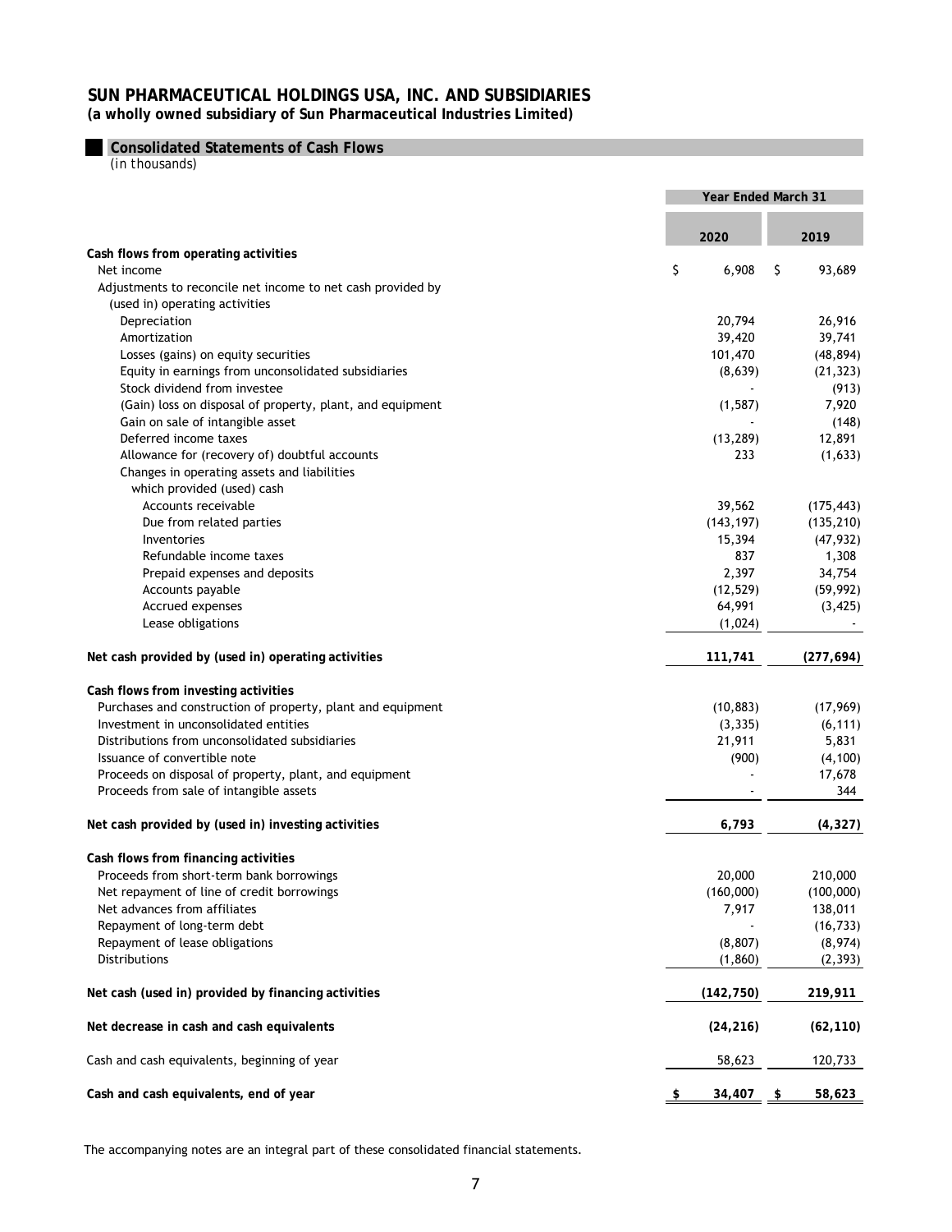# SUN PHARMACEUTICAL HOLDINGS USA, INC. AND SUBSIDIARIES

**(a wholly owned subsidiary of Sun Pharmaceutical Industries Limited)**

## Consolidated Statements of Cash Flows

*(in thousands)*

| | Year Ended March 31 | |
|---|---|---|
| | **2020** | **2019** |
| **Cash flows from operating activities** | | |
| Net income | $ 6,908 | $ 93,689 |
| Adjustments to reconcile net income to net cash provided by (used in) operating activities | | |
| Depreciation | 20,794 | 26,916 |
| Amortization | 39,420 | 39,741 |
| Losses (gains) on equity securities | 101,470 | (48,894) |
| Equity in earnings from unconsolidated subsidiaries | (8,639) | (21,323) |
| Stock dividend from investee | - | (913) |
| (Gain) loss on disposal of property, plant, and equipment | (1,587) | 7,920 |
| Gain on sale of intangible asset | - | (148) |
| Deferred income taxes | (13,289) | 12,891 |
| Allowance for (recovery of) doubtful accounts | 233 | (1,633) |
| Changes in operating assets and liabilities which provided (used) cash | | |
| Accounts receivable | 39,562 | (175,443) |
| Due from related parties | (143,197) | (135,210) |
| Inventories | 15,394 | (47,932) |
| Refundable income taxes | 837 | 1,308 |
| Prepaid expenses and deposits | 2,397 | 34,754 |
| Accounts payable | (12,529) | (59,992) |
| Accrued expenses | 64,991 | (3,425) |
| Lease obligations | (1,024) | - |
| **Net cash provided by (used in) operating activities** | **111,741** | **(277,694)** |
| **Cash flows from investing activities** | | |
| Purchases and construction of property, plant and equipment | (10,883) | (17,969) |
| Investment in unconsolidated entities | (3,335) | (6,111) |
| Distributions from unconsolidated subsidiaries | 21,911 | 5,831 |
| Issuance of convertible note | (900) | (4,100) |
| Proceeds on disposal of property, plant, and equipment | - | 17,678 |
| Proceeds from sale of intangible assets | - | 344 |
| **Net cash provided by (used in) investing activities** | **6,793** | **(4,327)** |
| **Cash flows from financing activities** | | |
| Proceeds from short-term bank borrowings | 20,000 | 210,000 |
| Net repayment of line of credit borrowings | (160,000) | (100,000) |
| Net advances from affiliates | 7,917 | 138,011 |
| Repayment of long-term debt | - | (16,733) |
| Repayment of lease obligations | (8,807) | (8,974) |
| Distributions | (1,860) | (2,393) |
| **Net cash (used in) provided by financing activities** | **(142,750)** | **219,911** |
| **Net decrease in cash and cash equivalents** | **(24,216)** | **(62,110)** |
| Cash and cash equivalents, beginning of year | 58,623 | 120,733 |
| **Cash and cash equivalents, end of year** | **$ 34,407** | **$ 58,623** |

The accompanying notes are an integral part of these consolidated financial statements.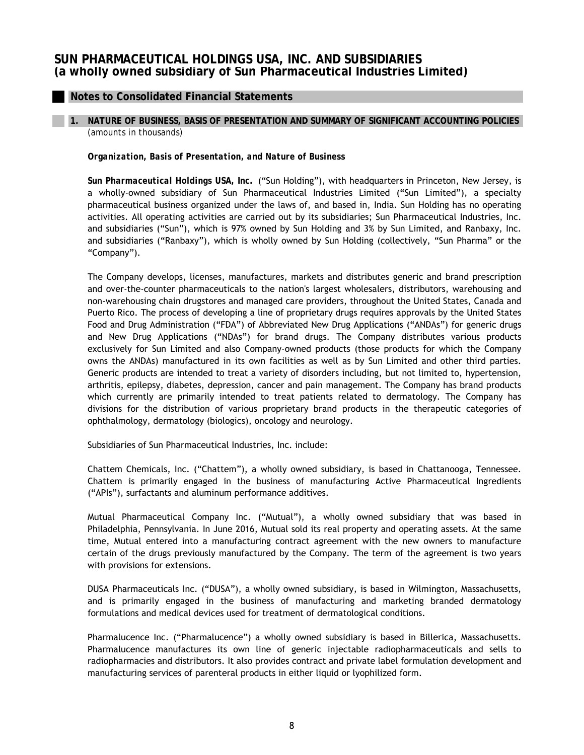## Notes to Consolidated Financial Statements

### 1. NATURE OF BUSINESS, BASIS OF PRESENTATION AND SUMMARY OF SIGNIFICANT ACCOUNTING POLICIES

*(amounts in thousands)*

***Organization, Basis of Presentation, and Nature of Business***

***Sun Pharmaceutical Holdings USA, Inc.*** ("Sun Holding"), with headquarters in Princeton, New Jersey, is a wholly-owned subsidiary of Sun Pharmaceutical Industries Limited ("Sun Limited"), a specialty pharmaceutical business organized under the laws of, and based in, India. Sun Holding has no operating activities. All operating activities are carried out by its subsidiaries; Sun Pharmaceutical Industries, Inc. and subsidiaries ("Sun"), which is 97% owned by Sun Holding and 3% by Sun Limited, and Ranbaxy, Inc. and subsidiaries ("Ranbaxy"), which is wholly owned by Sun Holding (collectively, "Sun Pharma" or the "Company").

The Company develops, licenses, manufactures, markets and distributes generic and brand prescription and over-the-counter pharmaceuticals to the nation's largest wholesalers, distributors, warehousing and non-warehousing chain drugstores and managed care providers, throughout the United States, Canada and Puerto Rico. The process of developing a line of proprietary drugs requires approvals by the United States Food and Drug Administration ("FDA") of Abbreviated New Drug Applications ("ANDAs") for generic drugs and New Drug Applications ("NDAs") for brand drugs. The Company distributes various products exclusively for Sun Limited and also Company-owned products (those products for which the Company owns the ANDAs) manufactured in its own facilities as well as by Sun Limited and other third parties. Generic products are intended to treat a variety of disorders including, but not limited to, hypertension, arthritis, epilepsy, diabetes, depression, cancer and pain management. The Company has brand products which currently are primarily intended to treat patients related to dermatology. The Company has divisions for the distribution of various proprietary brand products in the therapeutic categories of ophthalmology, dermatology (biologics), oncology and neurology.

Subsidiaries of Sun Pharmaceutical Industries, Inc. include:

Chattem Chemicals, Inc. ("Chattem"), a wholly owned subsidiary, is based in Chattanooga, Tennessee. Chattem is primarily engaged in the business of manufacturing Active Pharmaceutical Ingredients ("APIs"), surfactants and aluminum performance additives.

Mutual Pharmaceutical Company Inc. ("Mutual"), a wholly owned subsidiary that was based in Philadelphia, Pennsylvania. In June 2016, Mutual sold its real property and operating assets. At the same time, Mutual entered into a manufacturing contract agreement with the new owners to manufacture certain of the drugs previously manufactured by the Company. The term of the agreement is two years with provisions for extensions.

DUSA Pharmaceuticals Inc. ("DUSA"), a wholly owned subsidiary, is based in Wilmington, Massachusetts, and is primarily engaged in the business of manufacturing and marketing branded dermatology formulations and medical devices used for treatment of dermatological conditions.

Pharmalucence Inc. ("Pharmalucence") a wholly owned subsidiary is based in Billerica, Massachusetts. Pharmalucence manufactures its own line of generic injectable radiopharmaceuticals and sells to radiopharmacies and distributors. It also provides contract and private label formulation development and manufacturing services of parenteral products in either liquid or lyophilized form.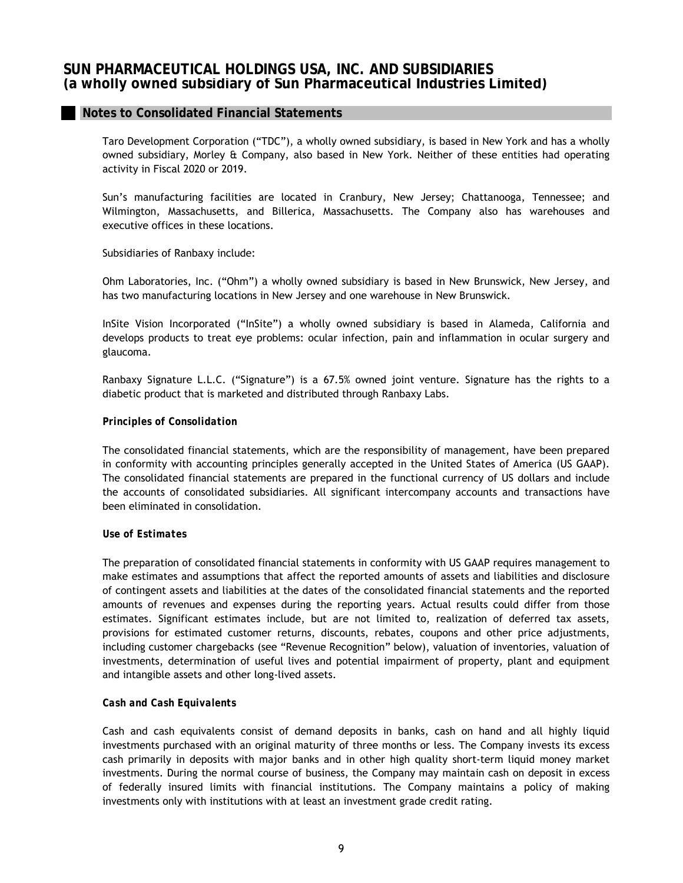Taro Development Corporation ("TDC"), a wholly owned subsidiary, is based in New York and has a wholly owned subsidiary, Morley & Company, also based in New York. Neither of these entities had operating activity in Fiscal 2020 or 2019.

Sun's manufacturing facilities are located in Cranbury, New Jersey; Chattanooga, Tennessee; and Wilmington, Massachusetts, and Billerica, Massachusetts. The Company also has warehouses and executive offices in these locations.

Subsidiaries of Ranbaxy include:

Ohm Laboratories, Inc. ("Ohm") a wholly owned subsidiary is based in New Brunswick, New Jersey, and has two manufacturing locations in New Jersey and one warehouse in New Brunswick.

InSite Vision Incorporated ("InSite") a wholly owned subsidiary is based in Alameda, California and develops products to treat eye problems: ocular infection, pain and inflammation in ocular surgery and glaucoma.

Ranbaxy Signature L.L.C. ("Signature") is a 67.5% owned joint venture. Signature has the rights to a diabetic product that is marketed and distributed through Ranbaxy Labs.

***Principles of Consolidation***

The consolidated financial statements, which are the responsibility of management, have been prepared in conformity with accounting principles generally accepted in the United States of America (US GAAP). The consolidated financial statements are prepared in the functional currency of US dollars and include the accounts of consolidated subsidiaries. All significant intercompany accounts and transactions have been eliminated in consolidation.

***Use of Estimates***

The preparation of consolidated financial statements in conformity with US GAAP requires management to make estimates and assumptions that affect the reported amounts of assets and liabilities and disclosure of contingent assets and liabilities at the dates of the consolidated financial statements and the reported amounts of revenues and expenses during the reporting years. Actual results could differ from those estimates. Significant estimates include, but are not limited to, realization of deferred tax assets, provisions for estimated customer returns, discounts, rebates, coupons and other price adjustments, including customer chargebacks (see "Revenue Recognition" below), valuation of inventories, valuation of investments, determination of useful lives and potential impairment of property, plant and equipment and intangible assets and other long-lived assets.

***Cash and Cash Equivalents***

Cash and cash equivalents consist of demand deposits in banks, cash on hand and all highly liquid investments purchased with an original maturity of three months or less. The Company invests its excess cash primarily in deposits with major banks and in other high quality short-term liquid money market investments. During the normal course of business, the Company may maintain cash on deposit in excess of federally insured limits with financial institutions. The Company maintains a policy of making investments only with institutions with at least an investment grade credit rating.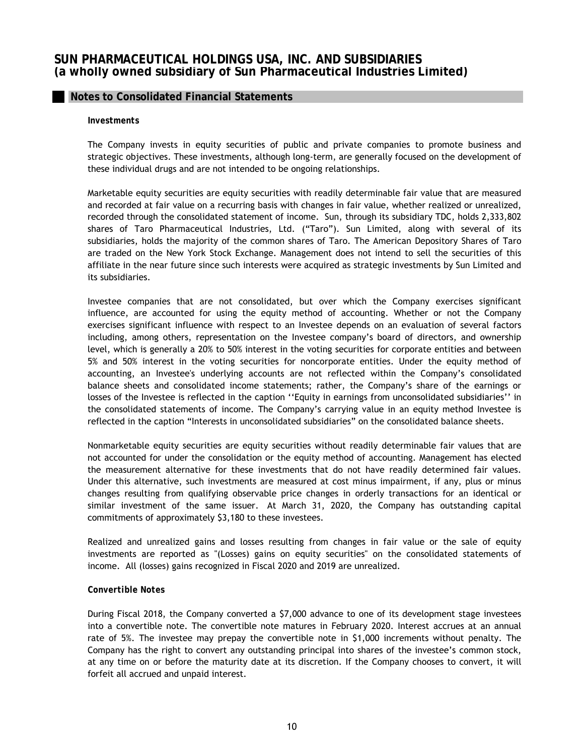## Notes to Consolidated Financial Statements

**Investments**

The Company invests in equity securities of public and private companies to promote business and strategic objectives. These investments, although long-term, are generally focused on the development of these individual drugs and are not intended to be ongoing relationships.

Marketable equity securities are equity securities with readily determinable fair value that are measured and recorded at fair value on a recurring basis with changes in fair value, whether realized or unrealized, recorded through the consolidated statement of income. Sun, through its subsidiary TDC, holds 2,333,802 shares of Taro Pharmaceutical Industries, Ltd. ("Taro"). Sun Limited, along with several of its subsidiaries, holds the majority of the common shares of Taro. The American Depository Shares of Taro are traded on the New York Stock Exchange. Management does not intend to sell the securities of this affiliate in the near future since such interests were acquired as strategic investments by Sun Limited and its subsidiaries.

Investee companies that are not consolidated, but over which the Company exercises significant influence, are accounted for using the equity method of accounting. Whether or not the Company exercises significant influence with respect to an Investee depends on an evaluation of several factors including, among others, representation on the Investee company's board of directors, and ownership level, which is generally a 20% to 50% interest in the voting securities for corporate entities and between 5% and 50% interest in the voting securities for noncorporate entities. Under the equity method of accounting, an Investee's underlying accounts are not reflected within the Company's consolidated balance sheets and consolidated income statements; rather, the Company's share of the earnings or losses of the Investee is reflected in the caption ''Equity in earnings from unconsolidated subsidiaries'' in the consolidated statements of income. The Company's carrying value in an equity method Investee is reflected in the caption "Interests in unconsolidated subsidiaries" on the consolidated balance sheets.

Nonmarketable equity securities are equity securities without readily determinable fair values that are not accounted for under the consolidation or the equity method of accounting. Management has elected the measurement alternative for these investments that do not have readily determined fair values. Under this alternative, such investments are measured at cost minus impairment, if any, plus or minus changes resulting from qualifying observable price changes in orderly transactions for an identical or similar investment of the same issuer. At March 31, 2020, the Company has outstanding capital commitments of approximately $3,180 to these investees.

Realized and unrealized gains and losses resulting from changes in fair value or the sale of equity investments are reported as "(Losses) gains on equity securities" on the consolidated statements of income. All (losses) gains recognized in Fiscal 2020 and 2019 are unrealized.

**Convertible Notes**

During Fiscal 2018, the Company converted a $7,000 advance to one of its development stage investees into a convertible note. The convertible note matures in February 2020. Interest accrues at an annual rate of 5%. The investee may prepay the convertible note in $1,000 increments without penalty. The Company has the right to convert any outstanding principal into shares of the investee's common stock, at any time on or before the maturity date at its discretion. If the Company chooses to convert, it will forfeit all accrued and unpaid interest.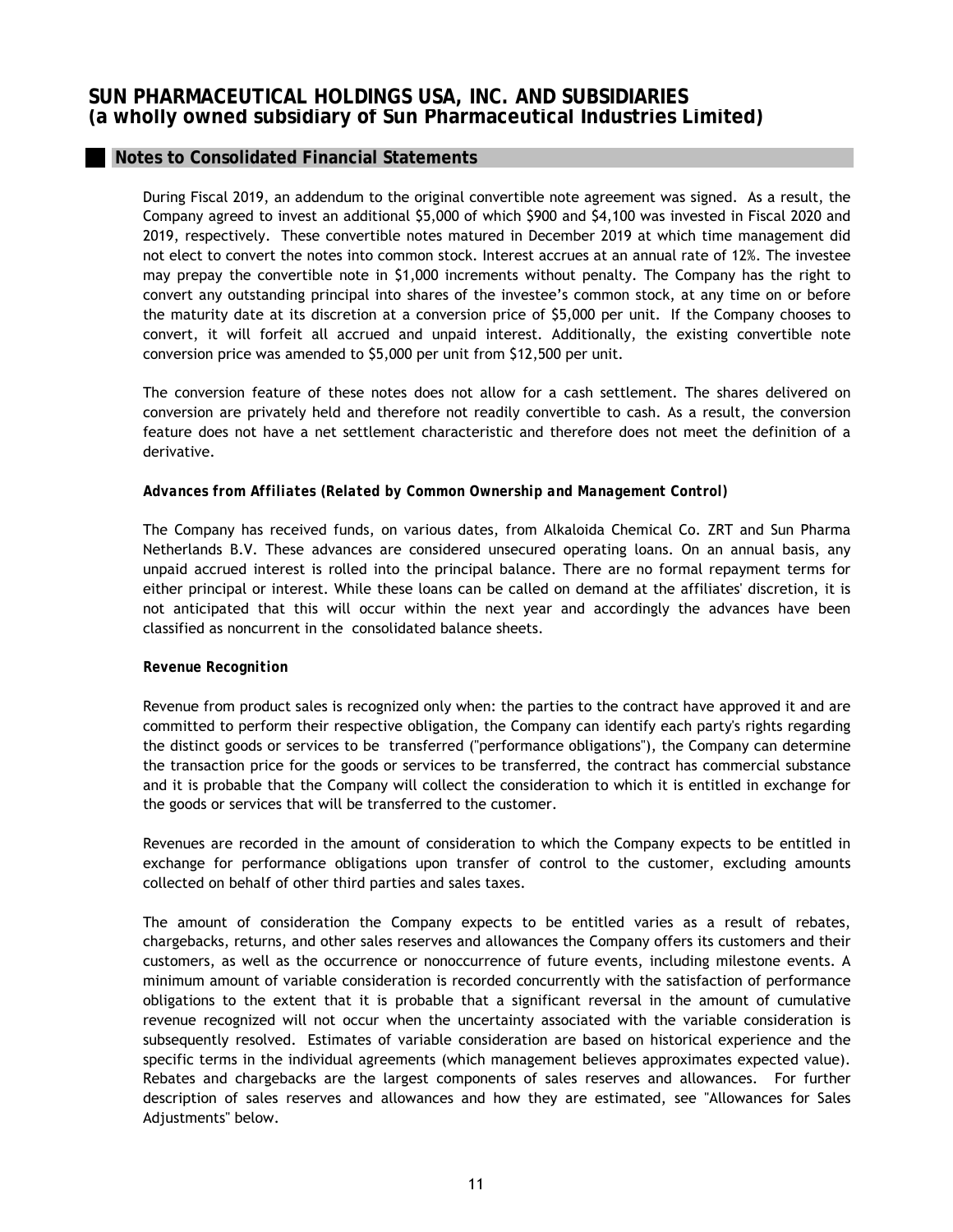# SUN PHARMACEUTICAL HOLDINGS USA, INC. AND SUBSIDIARIES
## (a wholly owned subsidiary of Sun Pharmaceutical Industries Limited)

## Notes to Consolidated Financial Statements

During Fiscal 2019, an addendum to the original convertible note agreement was signed. As a result, the Company agreed to invest an additional $5,000 of which $900 and $4,100 was invested in Fiscal 2020 and 2019, respectively. These convertible notes matured in December 2019 at which time management did not elect to convert the notes into common stock. Interest accrues at an annual rate of 12%. The investee may prepay the convertible note in $1,000 increments without penalty. The Company has the right to convert any outstanding principal into shares of the investee's common stock, at any time on or before the maturity date at its discretion at a conversion price of $5,000 per unit. If the Company chooses to convert, it will forfeit all accrued and unpaid interest. Additionally, the existing convertible note conversion price was amended to $5,000 per unit from $12,500 per unit.

The conversion feature of these notes does not allow for a cash settlement. The shares delivered on conversion are privately held and therefore not readily convertible to cash. As a result, the conversion feature does not have a net settlement characteristic and therefore does not meet the definition of a derivative.

***Advances from Affiliates (Related by Common Ownership and Management Control)***

The Company has received funds, on various dates, from Alkaloida Chemical Co. ZRT and Sun Pharma Netherlands B.V. These advances are considered unsecured operating loans. On an annual basis, any unpaid accrued interest is rolled into the principal balance. There are no formal repayment terms for either principal or interest. While these loans can be called on demand at the affiliates' discretion, it is not anticipated that this will occur within the next year and accordingly the advances have been classified as noncurrent in the consolidated balance sheets.

***Revenue Recognition***

Revenue from product sales is recognized only when: the parties to the contract have approved it and are committed to perform their respective obligation, the Company can identify each party's rights regarding the distinct goods or services to be transferred ("performance obligations"), the Company can determine the transaction price for the goods or services to be transferred, the contract has commercial substance and it is probable that the Company will collect the consideration to which it is entitled in exchange for the goods or services that will be transferred to the customer.

Revenues are recorded in the amount of consideration to which the Company expects to be entitled in exchange for performance obligations upon transfer of control to the customer, excluding amounts collected on behalf of other third parties and sales taxes.

The amount of consideration the Company expects to be entitled varies as a result of rebates, chargebacks, returns, and other sales reserves and allowances the Company offers its customers and their customers, as well as the occurrence or nonoccurrence of future events, including milestone events. A minimum amount of variable consideration is recorded concurrently with the satisfaction of performance obligations to the extent that it is probable that a significant reversal in the amount of cumulative revenue recognized will not occur when the uncertainty associated with the variable consideration is subsequently resolved. Estimates of variable consideration are based on historical experience and the specific terms in the individual agreements (which management believes approximates expected value). Rebates and chargebacks are the largest components of sales reserves and allowances. For further description of sales reserves and allowances and how they are estimated, see "Allowances for Sales Adjustments" below.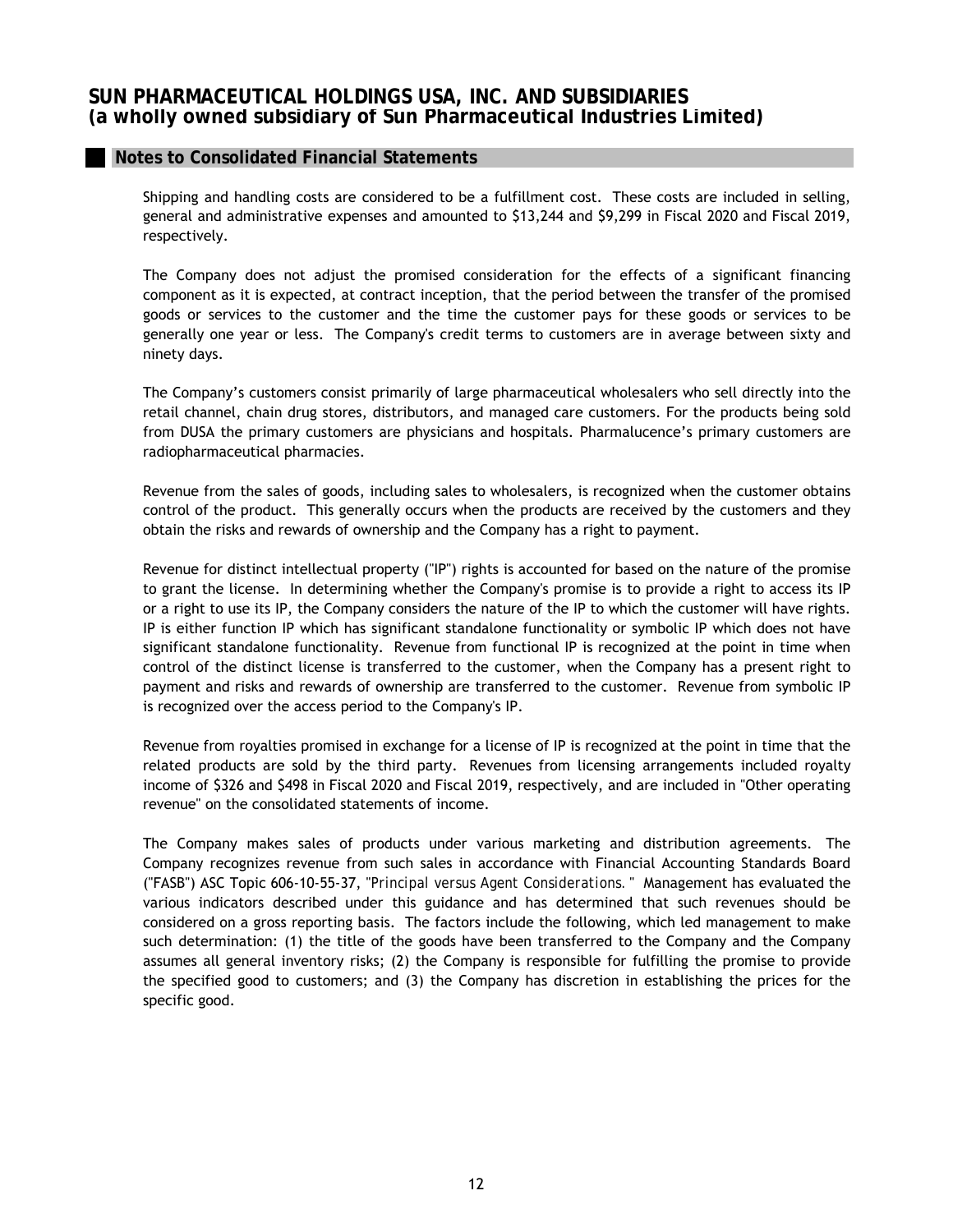Shipping and handling costs are considered to be a fulfillment cost. These costs are included in selling, general and administrative expenses and amounted to $13,244 and $9,299 in Fiscal 2020 and Fiscal 2019, respectively.

The Company does not adjust the promised consideration for the effects of a significant financing component as it is expected, at contract inception, that the period between the transfer of the promised goods or services to the customer and the time the customer pays for these goods or services to be generally one year or less. The Company's credit terms to customers are in average between sixty and ninety days.

The Company's customers consist primarily of large pharmaceutical wholesalers who sell directly into the retail channel, chain drug stores, distributors, and managed care customers. For the products being sold from DUSA the primary customers are physicians and hospitals. Pharmalucence's primary customers are radiopharmaceutical pharmacies.

Revenue from the sales of goods, including sales to wholesalers, is recognized when the customer obtains control of the product. This generally occurs when the products are received by the customers and they obtain the risks and rewards of ownership and the Company has a right to payment.

Revenue for distinct intellectual property ("IP") rights is accounted for based on the nature of the promise to grant the license. In determining whether the Company's promise is to provide a right to access its IP or a right to use its IP, the Company considers the nature of the IP to which the customer will have rights. IP is either function IP which has significant standalone functionality or symbolic IP which does not have significant standalone functionality. Revenue from functional IP is recognized at the point in time when control of the distinct license is transferred to the customer, when the Company has a present right to payment and risks and rewards of ownership are transferred to the customer. Revenue from symbolic IP is recognized over the access period to the Company's IP.

Revenue from royalties promised in exchange for a license of IP is recognized at the point in time that the related products are sold by the third party. Revenues from licensing arrangements included royalty income of $326 and $498 in Fiscal 2020 and Fiscal 2019, respectively, and are included in "Other operating revenue" on the consolidated statements of income.

The Company makes sales of products under various marketing and distribution agreements. The Company recognizes revenue from such sales in accordance with Financial Accounting Standards Board ("FASB") ASC Topic 606-10-55-37, "*Principal versus Agent Considerations.*" Management has evaluated the various indicators described under this guidance and has determined that such revenues should be considered on a gross reporting basis. The factors include the following, which led management to make such determination: (1) the title of the goods have been transferred to the Company and the Company assumes all general inventory risks; (2) the Company is responsible for fulfilling the promise to provide the specified good to customers; and (3) the Company has discretion in establishing the prices for the specific good.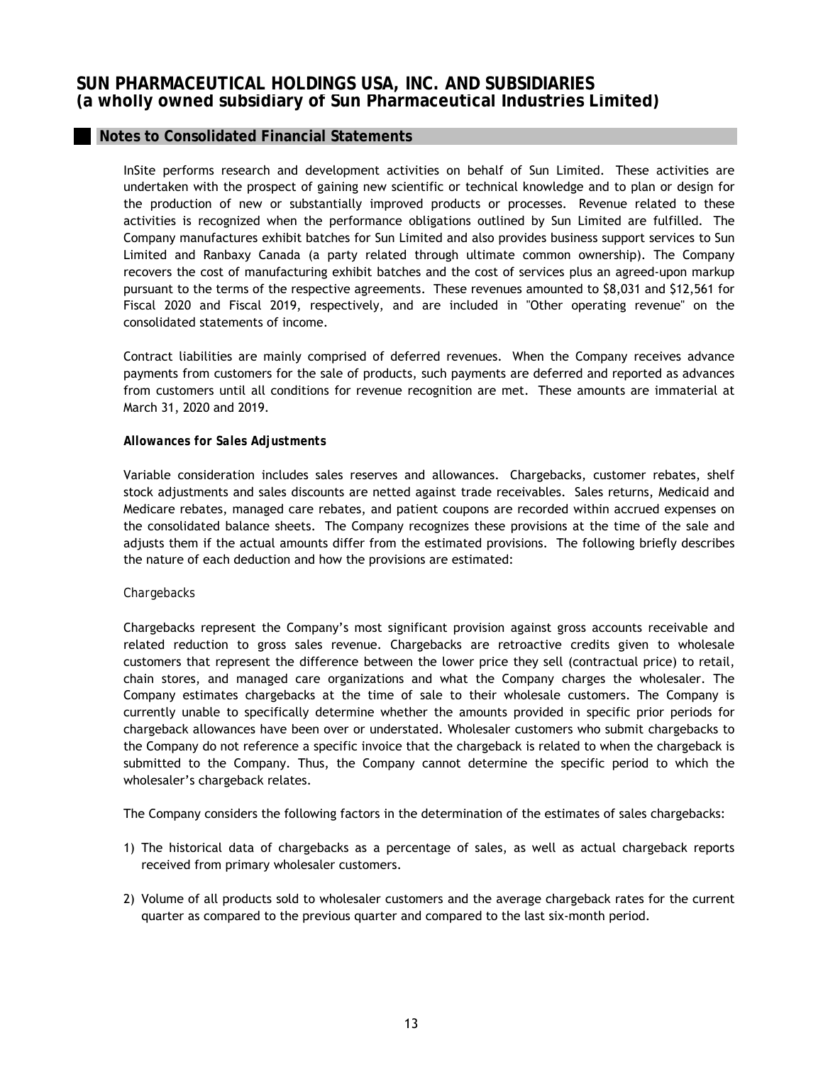## Notes to Consolidated Financial Statements

InSite performs research and development activities on behalf of Sun Limited. These activities are undertaken with the prospect of gaining new scientific or technical knowledge and to plan or design for the production of new or substantially improved products or processes. Revenue related to these activities is recognized when the performance obligations outlined by Sun Limited are fulfilled. The Company manufactures exhibit batches for Sun Limited and also provides business support services to Sun Limited and Ranbaxy Canada (a party related through ultimate common ownership). The Company recovers the cost of manufacturing exhibit batches and the cost of services plus an agreed-upon markup pursuant to the terms of the respective agreements. These revenues amounted to $8,031 and $12,561 for Fiscal 2020 and Fiscal 2019, respectively, and are included in "Other operating revenue" on the consolidated statements of income.

Contract liabilities are mainly comprised of deferred revenues. When the Company receives advance payments from customers for the sale of products, such payments are deferred and reported as advances from customers until all conditions for revenue recognition are met. These amounts are immaterial at March 31, 2020 and 2019.

***Allowances for Sales Adjustments***

Variable consideration includes sales reserves and allowances. Chargebacks, customer rebates, shelf stock adjustments and sales discounts are netted against trade receivables. Sales returns, Medicaid and Medicare rebates, managed care rebates, and patient coupons are recorded within accrued expenses on the consolidated balance sheets. The Company recognizes these provisions at the time of the sale and adjusts them if the actual amounts differ from the estimated provisions. The following briefly describes the nature of each deduction and how the provisions are estimated:

*Chargebacks*

Chargebacks represent the Company's most significant provision against gross accounts receivable and related reduction to gross sales revenue. Chargebacks are retroactive credits given to wholesale customers that represent the difference between the lower price they sell (contractual price) to retail, chain stores, and managed care organizations and what the Company charges the wholesaler. The Company estimates chargebacks at the time of sale to their wholesale customers. The Company is currently unable to specifically determine whether the amounts provided in specific prior periods for chargeback allowances have been over or understated. Wholesaler customers who submit chargebacks to the Company do not reference a specific invoice that the chargeback is related to when the chargeback is submitted to the Company. Thus, the Company cannot determine the specific period to which the wholesaler's chargeback relates.

The Company considers the following factors in the determination of the estimates of sales chargebacks:

1) The historical data of chargebacks as a percentage of sales, as well as actual chargeback reports received from primary wholesaler customers.

2) Volume of all products sold to wholesaler customers and the average chargeback rates for the current quarter as compared to the previous quarter and compared to the last six-month period.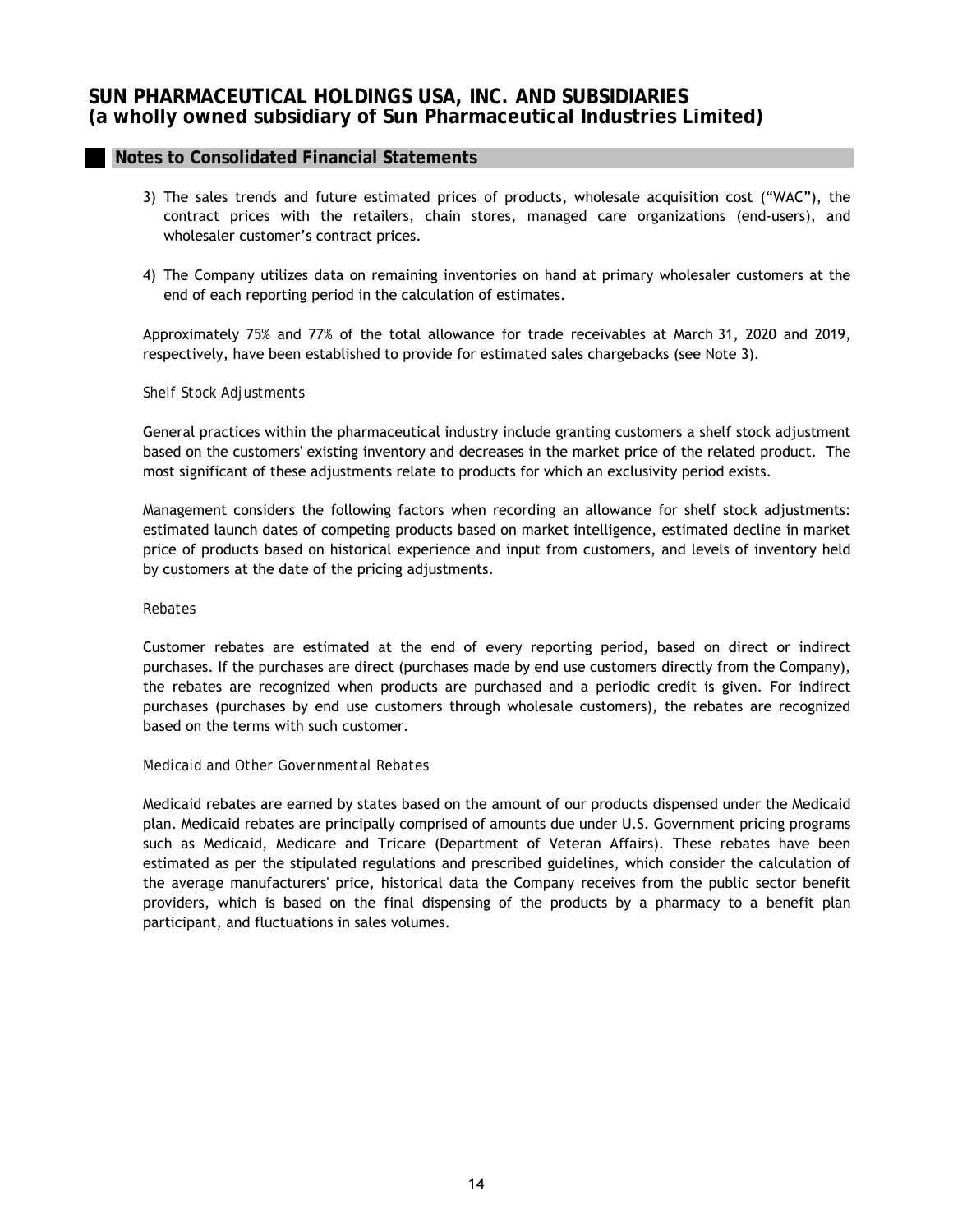3) The sales trends and future estimated prices of products, wholesale acquisition cost ("WAC"), the contract prices with the retailers, chain stores, managed care organizations (end-users), and wholesaler customer's contract prices.

4) The Company utilizes data on remaining inventories on hand at primary wholesaler customers at the end of each reporting period in the calculation of estimates.

Approximately 75% and 77% of the total allowance for trade receivables at March 31, 2020 and 2019, respectively, have been established to provide for estimated sales chargebacks (see Note 3).

*Shelf Stock Adjustments*

General practices within the pharmaceutical industry include granting customers a shelf stock adjustment based on the customers' existing inventory and decreases in the market price of the related product. The most significant of these adjustments relate to products for which an exclusivity period exists.

Management considers the following factors when recording an allowance for shelf stock adjustments: estimated launch dates of competing products based on market intelligence, estimated decline in market price of products based on historical experience and input from customers, and levels of inventory held by customers at the date of the pricing adjustments.

*Rebates*

Customer rebates are estimated at the end of every reporting period, based on direct or indirect purchases. If the purchases are direct (purchases made by end use customers directly from the Company), the rebates are recognized when products are purchased and a periodic credit is given. For indirect purchases (purchases by end use customers through wholesale customers), the rebates are recognized based on the terms with such customer.

*Medicaid and Other Governmental Rebates*

Medicaid rebates are earned by states based on the amount of our products dispensed under the Medicaid plan. Medicaid rebates are principally comprised of amounts due under U.S. Government pricing programs such as Medicaid, Medicare and Tricare (Department of Veteran Affairs). These rebates have been estimated as per the stipulated regulations and prescribed guidelines, which consider the calculation of the average manufacturers' price, historical data the Company receives from the public sector benefit providers, which is based on the final dispensing of the products by a pharmacy to a benefit plan participant, and fluctuations in sales volumes.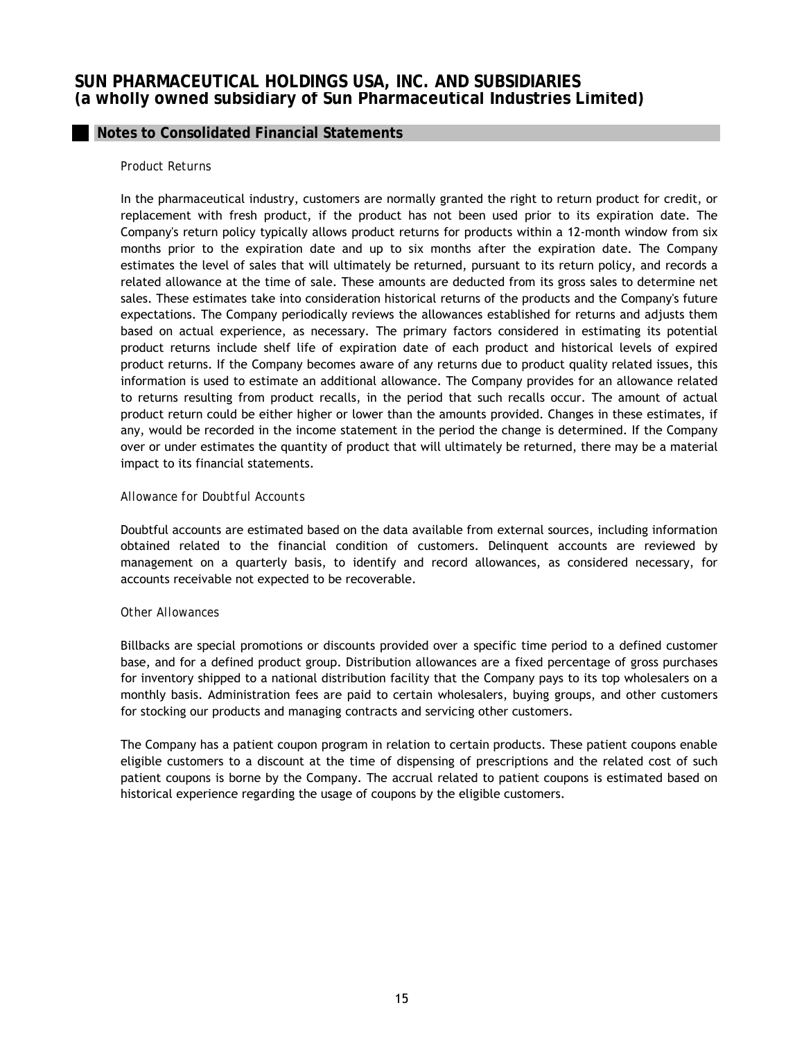## Notes to Consolidated Financial Statements

*Product Returns*

In the pharmaceutical industry, customers are normally granted the right to return product for credit, or replacement with fresh product, if the product has not been used prior to its expiration date. The Company's return policy typically allows product returns for products within a 12-month window from six months prior to the expiration date and up to six months after the expiration date. The Company estimates the level of sales that will ultimately be returned, pursuant to its return policy, and records a related allowance at the time of sale. These amounts are deducted from its gross sales to determine net sales. These estimates take into consideration historical returns of the products and the Company's future expectations. The Company periodically reviews the allowances established for returns and adjusts them based on actual experience, as necessary. The primary factors considered in estimating its potential product returns include shelf life of expiration date of each product and historical levels of expired product returns. If the Company becomes aware of any returns due to product quality related issues, this information is used to estimate an additional allowance. The Company provides for an allowance related to returns resulting from product recalls, in the period that such recalls occur. The amount of actual product return could be either higher or lower than the amounts provided. Changes in these estimates, if any, would be recorded in the income statement in the period the change is determined. If the Company over or under estimates the quantity of product that will ultimately be returned, there may be a material impact to its financial statements.

*Allowance for Doubtful Accounts*

Doubtful accounts are estimated based on the data available from external sources, including information obtained related to the financial condition of customers. Delinquent accounts are reviewed by management on a quarterly basis, to identify and record allowances, as considered necessary, for accounts receivable not expected to be recoverable.

*Other Allowances*

Billbacks are special promotions or discounts provided over a specific time period to a defined customer base, and for a defined product group. Distribution allowances are a fixed percentage of gross purchases for inventory shipped to a national distribution facility that the Company pays to its top wholesalers on a monthly basis. Administration fees are paid to certain wholesalers, buying groups, and other customers for stocking our products and managing contracts and servicing other customers.

The Company has a patient coupon program in relation to certain products. These patient coupons enable eligible customers to a discount at the time of dispensing of prescriptions and the related cost of such patient coupons is borne by the Company. The accrual related to patient coupons is estimated based on historical experience regarding the usage of coupons by the eligible customers.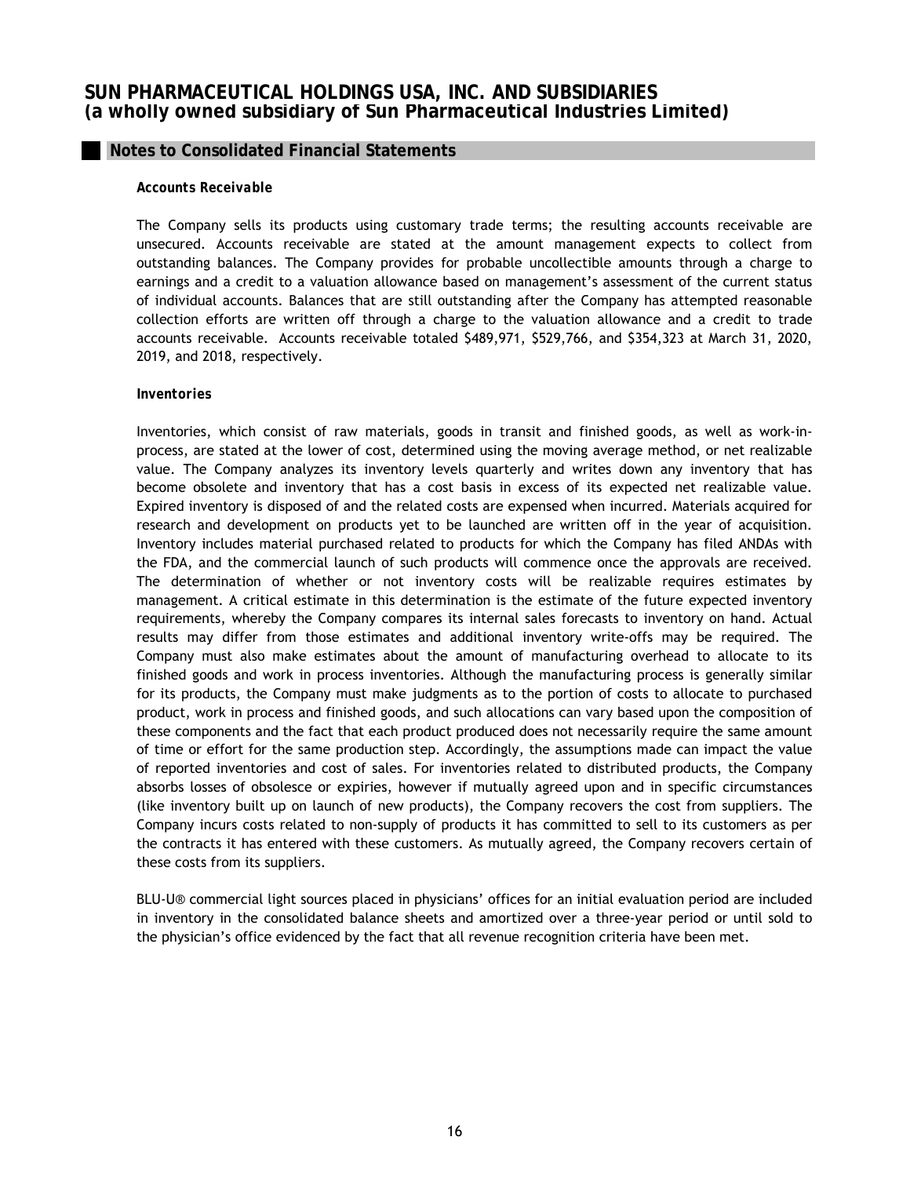## Notes to Consolidated Financial Statements

***Accounts Receivable***

The Company sells its products using customary trade terms; the resulting accounts receivable are unsecured. Accounts receivable are stated at the amount management expects to collect from outstanding balances. The Company provides for probable uncollectible amounts through a charge to earnings and a credit to a valuation allowance based on management's assessment of the current status of individual accounts. Balances that are still outstanding after the Company has attempted reasonable collection efforts are written off through a charge to the valuation allowance and a credit to trade accounts receivable. Accounts receivable totaled $489,971, $529,766, and $354,323 at March 31, 2020, 2019, and 2018, respectively.

***Inventories***

Inventories, which consist of raw materials, goods in transit and finished goods, as well as work-in-process, are stated at the lower of cost, determined using the moving average method, or net realizable value. The Company analyzes its inventory levels quarterly and writes down any inventory that has become obsolete and inventory that has a cost basis in excess of its expected net realizable value. Expired inventory is disposed of and the related costs are expensed when incurred. Materials acquired for research and development on products yet to be launched are written off in the year of acquisition. Inventory includes material purchased related to products for which the Company has filed ANDAs with the FDA, and the commercial launch of such products will commence once the approvals are received. The determination of whether or not inventory costs will be realizable requires estimates by management. A critical estimate in this determination is the estimate of the future expected inventory requirements, whereby the Company compares its internal sales forecasts to inventory on hand. Actual results may differ from those estimates and additional inventory write-offs may be required. The Company must also make estimates about the amount of manufacturing overhead to allocate to its finished goods and work in process inventories. Although the manufacturing process is generally similar for its products, the Company must make judgments as to the portion of costs to allocate to purchased product, work in process and finished goods, and such allocations can vary based upon the composition of these components and the fact that each product produced does not necessarily require the same amount of time or effort for the same production step. Accordingly, the assumptions made can impact the value of reported inventories and cost of sales. For inventories related to distributed products, the Company absorbs losses of obsolesce or expiries, however if mutually agreed upon and in specific circumstances (like inventory built up on launch of new products), the Company recovers the cost from suppliers. The Company incurs costs related to non-supply of products it has committed to sell to its customers as per the contracts it has entered with these customers. As mutually agreed, the Company recovers certain of these costs from its suppliers.

BLU-U® commercial light sources placed in physicians' offices for an initial evaluation period are included in inventory in the consolidated balance sheets and amortized over a three-year period or until sold to the physician's office evidenced by the fact that all revenue recognition criteria have been met.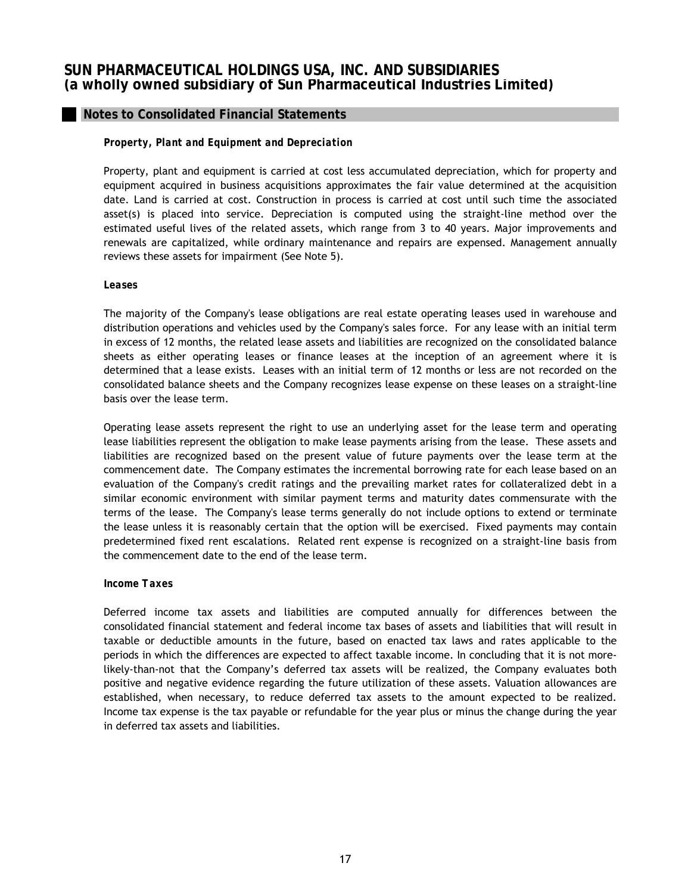# SUN PHARMACEUTICAL HOLDINGS USA, INC. AND SUBSIDIARIES
## (a wholly owned subsidiary of Sun Pharmaceutical Industries Limited)

## Notes to Consolidated Financial Statements

***Property, Plant and Equipment and Depreciation***

Property, plant and equipment is carried at cost less accumulated depreciation, which for property and equipment acquired in business acquisitions approximates the fair value determined at the acquisition date. Land is carried at cost. Construction in process is carried at cost until such time the associated asset(s) is placed into service. Depreciation is computed using the straight-line method over the estimated useful lives of the related assets, which range from 3 to 40 years. Major improvements and renewals are capitalized, while ordinary maintenance and repairs are expensed. Management annually reviews these assets for impairment (See Note 5).

***Leases***

The majority of the Company's lease obligations are real estate operating leases used in warehouse and distribution operations and vehicles used by the Company's sales force. For any lease with an initial term in excess of 12 months, the related lease assets and liabilities are recognized on the consolidated balance sheets as either operating leases or finance leases at the inception of an agreement where it is determined that a lease exists. Leases with an initial term of 12 months or less are not recorded on the consolidated balance sheets and the Company recognizes lease expense on these leases on a straight-line basis over the lease term.

Operating lease assets represent the right to use an underlying asset for the lease term and operating lease liabilities represent the obligation to make lease payments arising from the lease. These assets and liabilities are recognized based on the present value of future payments over the lease term at the commencement date. The Company estimates the incremental borrowing rate for each lease based on an evaluation of the Company's credit ratings and the prevailing market rates for collateralized debt in a similar economic environment with similar payment terms and maturity dates commensurate with the terms of the lease. The Company's lease terms generally do not include options to extend or terminate the lease unless it is reasonably certain that the option will be exercised. Fixed payments may contain predetermined fixed rent escalations. Related rent expense is recognized on a straight-line basis from the commencement date to the end of the lease term.

***Income Taxes***

Deferred income tax assets and liabilities are computed annually for differences between the consolidated financial statement and federal income tax bases of assets and liabilities that will result in taxable or deductible amounts in the future, based on enacted tax laws and rates applicable to the periods in which the differences are expected to affect taxable income. In concluding that it is not more-likely-than-not that the Company's deferred tax assets will be realized, the Company evaluates both positive and negative evidence regarding the future utilization of these assets. Valuation allowances are established, when necessary, to reduce deferred tax assets to the amount expected to be realized. Income tax expense is the tax payable or refundable for the year plus or minus the change during the year in deferred tax assets and liabilities.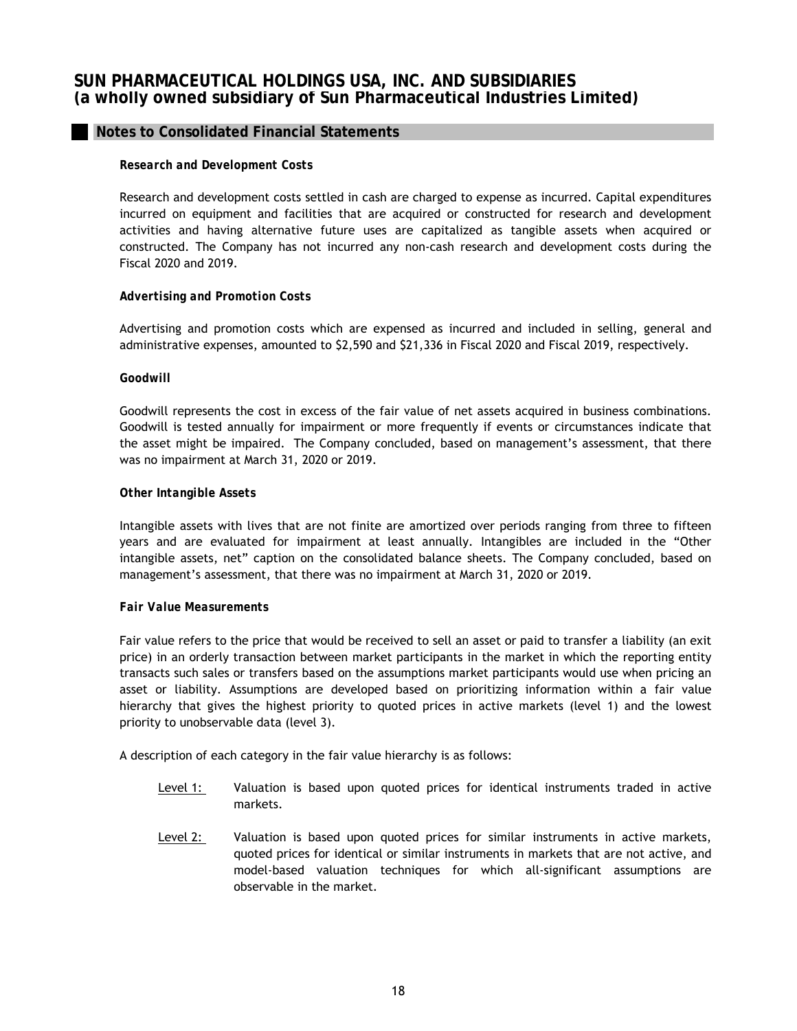# SUN PHARMACEUTICAL HOLDINGS USA, INC. AND SUBSIDIARIES
## (a wholly owned subsidiary of Sun Pharmaceutical Industries Limited)

## Notes to Consolidated Financial Statements

***Research and Development Costs***

Research and development costs settled in cash are charged to expense as incurred. Capital expenditures incurred on equipment and facilities that are acquired or constructed for research and development activities and having alternative future uses are capitalized as tangible assets when acquired or constructed. The Company has not incurred any non-cash research and development costs during the Fiscal 2020 and 2019.

***Advertising and Promotion Costs***

Advertising and promotion costs which are expensed as incurred and included in selling, general and administrative expenses, amounted to $2,590 and $21,336 in Fiscal 2020 and Fiscal 2019, respectively.

***Goodwill***

Goodwill represents the cost in excess of the fair value of net assets acquired in business combinations. Goodwill is tested annually for impairment or more frequently if events or circumstances indicate that the asset might be impaired. The Company concluded, based on management's assessment, that there was no impairment at March 31, 2020 or 2019.

***Other Intangible Assets***

Intangible assets with lives that are not finite are amortized over periods ranging from three to fifteen years and are evaluated for impairment at least annually. Intangibles are included in the "Other intangible assets, net" caption on the consolidated balance sheets. The Company concluded, based on management's assessment, that there was no impairment at March 31, 2020 or 2019.

***Fair Value Measurements***

Fair value refers to the price that would be received to sell an asset or paid to transfer a liability (an exit price) in an orderly transaction between market participants in the market in which the reporting entity transacts such sales or transfers based on the assumptions market participants would use when pricing an asset or liability. Assumptions are developed based on prioritizing information within a fair value hierarchy that gives the highest priority to quoted prices in active markets (level 1) and the lowest priority to unobservable data (level 3).

A description of each category in the fair value hierarchy is as follows:

- Level 1: Valuation is based upon quoted prices for identical instruments traded in active markets.
- Level 2: Valuation is based upon quoted prices for similar instruments in active markets, quoted prices for identical or similar instruments in markets that are not active, and model-based valuation techniques for which all-significant assumptions are observable in the market.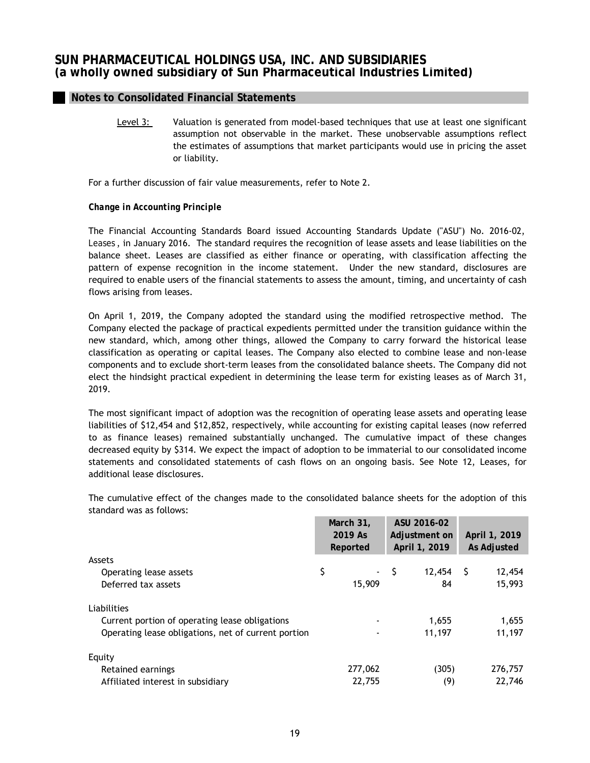Level 3: Valuation is generated from model-based techniques that use at least one significant assumption not observable in the market. These unobservable assumptions reflect the estimates of assumptions that market participants would use in pricing the asset or liability.

For a further discussion of fair value measurements, refer to Note 2.

***Change in Accounting Principle***

The Financial Accounting Standards Board issued Accounting Standards Update ("ASU") No. 2016-02, *Leases*, in January 2016. The standard requires the recognition of lease assets and lease liabilities on the balance sheet. Leases are classified as either finance or operating, with classification affecting the pattern of expense recognition in the income statement. Under the new standard, disclosures are required to enable users of the financial statements to assess the amount, timing, and uncertainty of cash flows arising from leases.

On April 1, 2019, the Company adopted the standard using the modified retrospective method. The Company elected the package of practical expedients permitted under the transition guidance within the new standard, which, among other things, allowed the Company to carry forward the historical lease classification as operating or capital leases. The Company also elected to combine lease and non-lease components and to exclude short-term leases from the consolidated balance sheets. The Company did not elect the hindsight practical expedient in determining the lease term for existing leases as of March 31, 2019.

The most significant impact of adoption was the recognition of operating lease assets and operating lease liabilities of $12,454 and $12,852, respectively, while accounting for existing capital leases (now referred to as finance leases) remained substantially unchanged. The cumulative impact of these changes decreased equity by $314. We expect the impact of adoption to be immaterial to our consolidated income statements and consolidated statements of cash flows on an ongoing basis. See Note 12, Leases, for additional lease disclosures.

The cumulative effect of the changes made to the consolidated balance sheets for the adoption of this standard was as follows:

| | March 31, 2019 As Reported | ASU 2016-02 Adjustment on April 1, 2019 | April 1, 2019 As Adjusted |
|---|---|---|---|
| Assets | | | |
| Operating lease assets | $ - | $ 12,454 | $ 12,454 |
| Deferred tax assets | 15,909 | 84 | 15,993 |
| Liabilities | | | |
| Current portion of operating lease obligations | - | 1,655 | 1,655 |
| Operating lease obligations, net of current portion | - | 11,197 | 11,197 |
| Equity | | | |
| Retained earnings | 277,062 | (305) | 276,757 |
| Affiliated interest in subsidiary | 22,755 | (9) | 22,746 |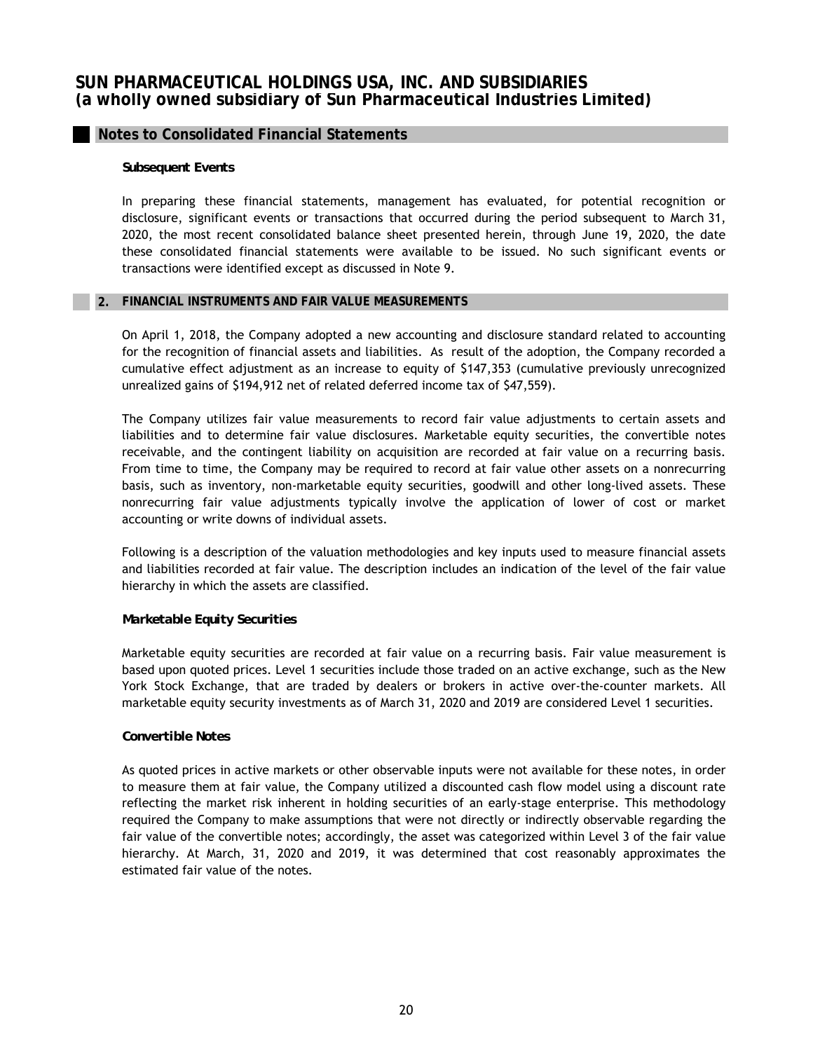## Notes to Consolidated Financial Statements

**Subsequent Events**

In preparing these financial statements, management has evaluated, for potential recognition or disclosure, significant events or transactions that occurred during the period subsequent to March 31, 2020, the most recent consolidated balance sheet presented herein, through June 19, 2020, the date these consolidated financial statements were available to be issued. No such significant events or transactions were identified except as discussed in Note 9.

## 2. FINANCIAL INSTRUMENTS AND FAIR VALUE MEASUREMENTS

On April 1, 2018, the Company adopted a new accounting and disclosure standard related to accounting for the recognition of financial assets and liabilities. As result of the adoption, the Company recorded a cumulative effect adjustment as an increase to equity of $147,353 (cumulative previously unrecognized unrealized gains of $194,912 net of related deferred income tax of $47,559).

The Company utilizes fair value measurements to record fair value adjustments to certain assets and liabilities and to determine fair value disclosures. Marketable equity securities, the convertible notes receivable, and the contingent liability on acquisition are recorded at fair value on a recurring basis. From time to time, the Company may be required to record at fair value other assets on a nonrecurring basis, such as inventory, non-marketable equity securities, goodwill and other long-lived assets. These nonrecurring fair value adjustments typically involve the application of lower of cost or market accounting or write downs of individual assets.

Following is a description of the valuation methodologies and key inputs used to measure financial assets and liabilities recorded at fair value. The description includes an indication of the level of the fair value hierarchy in which the assets are classified.

**Marketable Equity Securities**

Marketable equity securities are recorded at fair value on a recurring basis. Fair value measurement is based upon quoted prices. Level 1 securities include those traded on an active exchange, such as the New York Stock Exchange, that are traded by dealers or brokers in active over-the-counter markets. All marketable equity security investments as of March 31, 2020 and 2019 are considered Level 1 securities.

**Convertible Notes**

As quoted prices in active markets or other observable inputs were not available for these notes, in order to measure them at fair value, the Company utilized a discounted cash flow model using a discount rate reflecting the market risk inherent in holding securities of an early-stage enterprise. This methodology required the Company to make assumptions that were not directly or indirectly observable regarding the fair value of the convertible notes; accordingly, the asset was categorized within Level 3 of the fair value hierarchy. At March, 31, 2020 and 2019, it was determined that cost reasonably approximates the estimated fair value of the notes.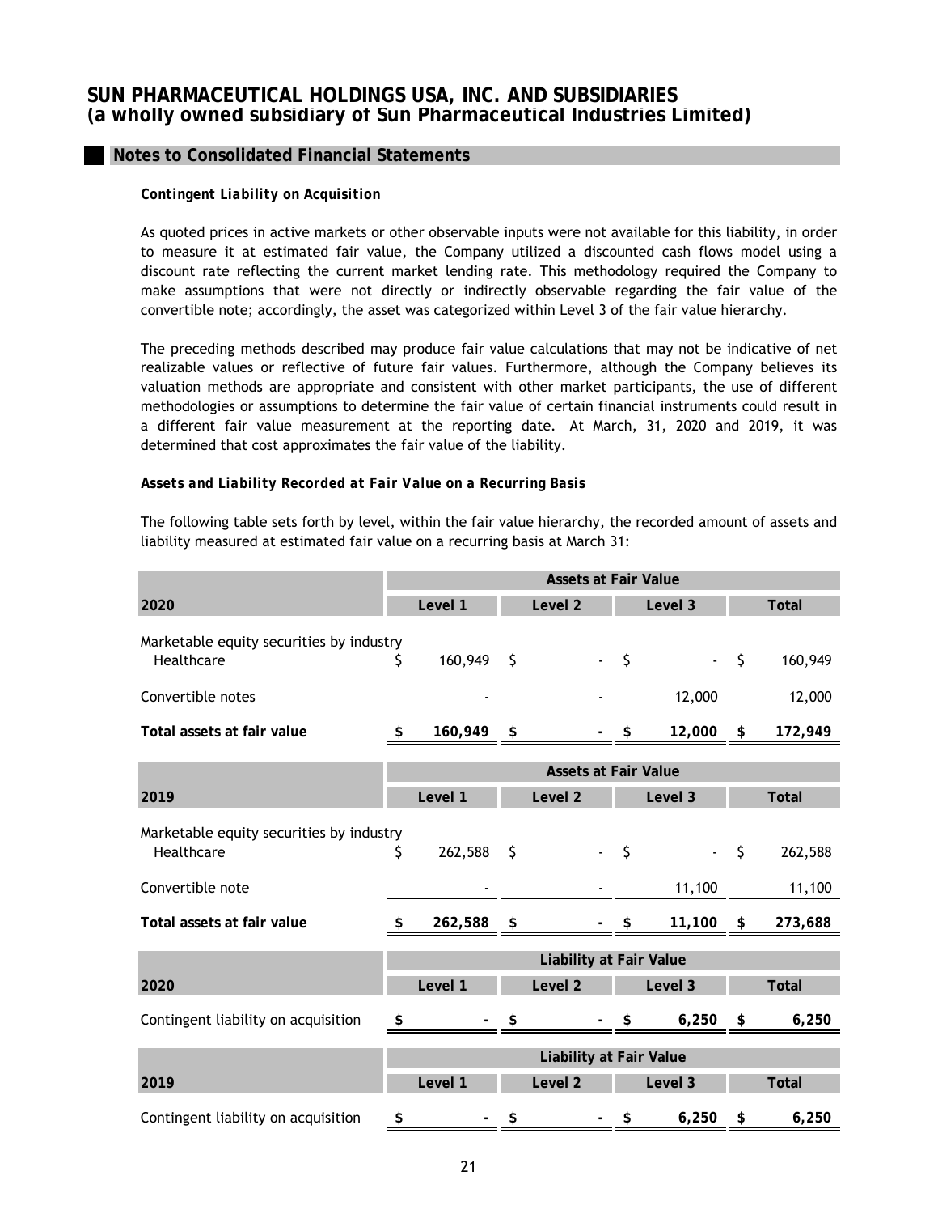## Notes to Consolidated Financial Statements

***Contingent Liability on Acquisition***

As quoted prices in active markets or other observable inputs were not available for this liability, in order to measure it at estimated fair value, the Company utilized a discounted cash flows model using a discount rate reflecting the current market lending rate. This methodology required the Company to make assumptions that were not directly or indirectly observable regarding the fair value of the convertible note; accordingly, the asset was categorized within Level 3 of the fair value hierarchy.

The preceding methods described may produce fair value calculations that may not be indicative of net realizable values or reflective of future fair values. Furthermore, although the Company believes its valuation methods are appropriate and consistent with other market participants, the use of different methodologies or assumptions to determine the fair value of certain financial instruments could result in a different fair value measurement at the reporting date. At March, 31, 2020 and 2019, it was determined that cost approximates the fair value of the liability.

***Assets and Liability Recorded at Fair Value on a Recurring Basis***

The following table sets forth by level, within the fair value hierarchy, the recorded amount of assets and liability measured at estimated fair value on a recurring basis at March 31:

| | Assets at Fair Value | | | |
|---|---|---|---|---|
| **2020** | **Level 1** | **Level 2** | **Level 3** | **Total** |
| Marketable equity securities by industry | | | | |
| Healthcare | $ 160,949 | $ - | $ - | $ 160,949 |
| Convertible notes | - | - | 12,000 | 12,000 |
| **Total assets at fair value** | **$ 160,949** | **$ -** | **$ 12,000** | **$ 172,949** |

| | Assets at Fair Value | | | |
|---|---|---|---|---|
| **2019** | **Level 1** | **Level 2** | **Level 3** | **Total** |
| Marketable equity securities by industry | | | | |
| Healthcare | $ 262,588 | $ - | $ - | $ 262,588 |
| Convertible note | - | - | 11,100 | 11,100 |
| **Total assets at fair value** | **$ 262,588** | **$ -** | **$ 11,100** | **$ 273,688** |

| | Liability at Fair Value | | | |
|---|---|---|---|---|
| **2020** | **Level 1** | **Level 2** | **Level 3** | **Total** |
| Contingent liability on acquisition | $ - | $ - | $ 6,250 | $ 6,250 |

| | Liability at Fair Value | | | |
|---|---|---|---|---|
| **2019** | **Level 1** | **Level 2** | **Level 3** | **Total** |
| Contingent liability on acquisition | $ - | $ - | $ 6,250 | $ 6,250 |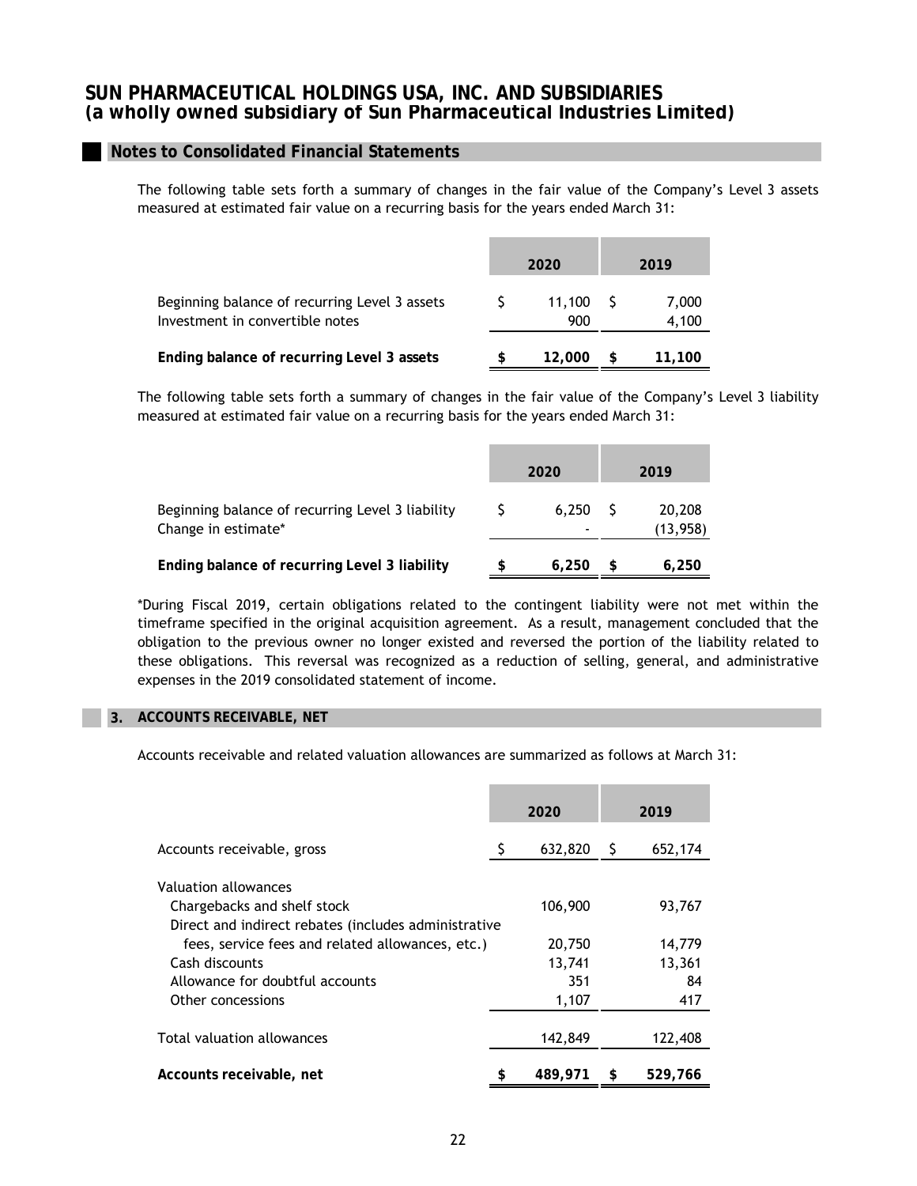# SUN PHARMACEUTICAL HOLDINGS USA, INC. AND SUBSIDIARIES
## (a wholly owned subsidiary of Sun Pharmaceutical Industries Limited)

### Notes to Consolidated Financial Statements

The following table sets forth a summary of changes in the fair value of the Company's Level 3 assets measured at estimated fair value on a recurring basis for the years ended March 31:

| | 2020 | 2019 |
|---|---|---|
| Beginning balance of recurring Level 3 assets | $ 11,100 | $ 7,000 |
| Investment in convertible notes | 900 | 4,100 |
| **Ending balance of recurring Level 3 assets** | **$ 12,000** | **$ 11,100** |

The following table sets forth a summary of changes in the fair value of the Company's Level 3 liability measured at estimated fair value on a recurring basis for the years ended March 31:

| | 2020 | 2019 |
|---|---|---|
| Beginning balance of recurring Level 3 liability | $ 6,250 | $ 20,208 |
| Change in estimate* | - | (13,958) |
| **Ending balance of recurring Level 3 liability** | **$ 6,250** | **$ 6,250** |

*During Fiscal 2019, certain obligations related to the contingent liability were not met within the timeframe specified in the original acquisition agreement. As a result, management concluded that the obligation to the previous owner no longer existed and reversed the portion of the liability related to these obligations. This reversal was recognized as a reduction of selling, general, and administrative expenses in the 2019 consolidated statement of income.

### 3. ACCOUNTS RECEIVABLE, NET

Accounts receivable and related valuation allowances are summarized as follows at March 31:

| | 2020 | 2019 |
|---|---|---|
| Accounts receivable, gross | $ 632,820 | $ 652,174 |
| Valuation allowances | | |
| Chargebacks and shelf stock | 106,900 | 93,767 |
| Direct and indirect rebates (includes administrative fees, service fees and related allowances, etc.) | 20,750 | 14,779 |
| Cash discounts | 13,741 | 13,361 |
| Allowance for doubtful accounts | 351 | 84 |
| Other concessions | 1,107 | 417 |
| Total valuation allowances | 142,849 | 122,408 |
| **Accounts receivable, net** | **$ 489,971** | **$ 529,766** |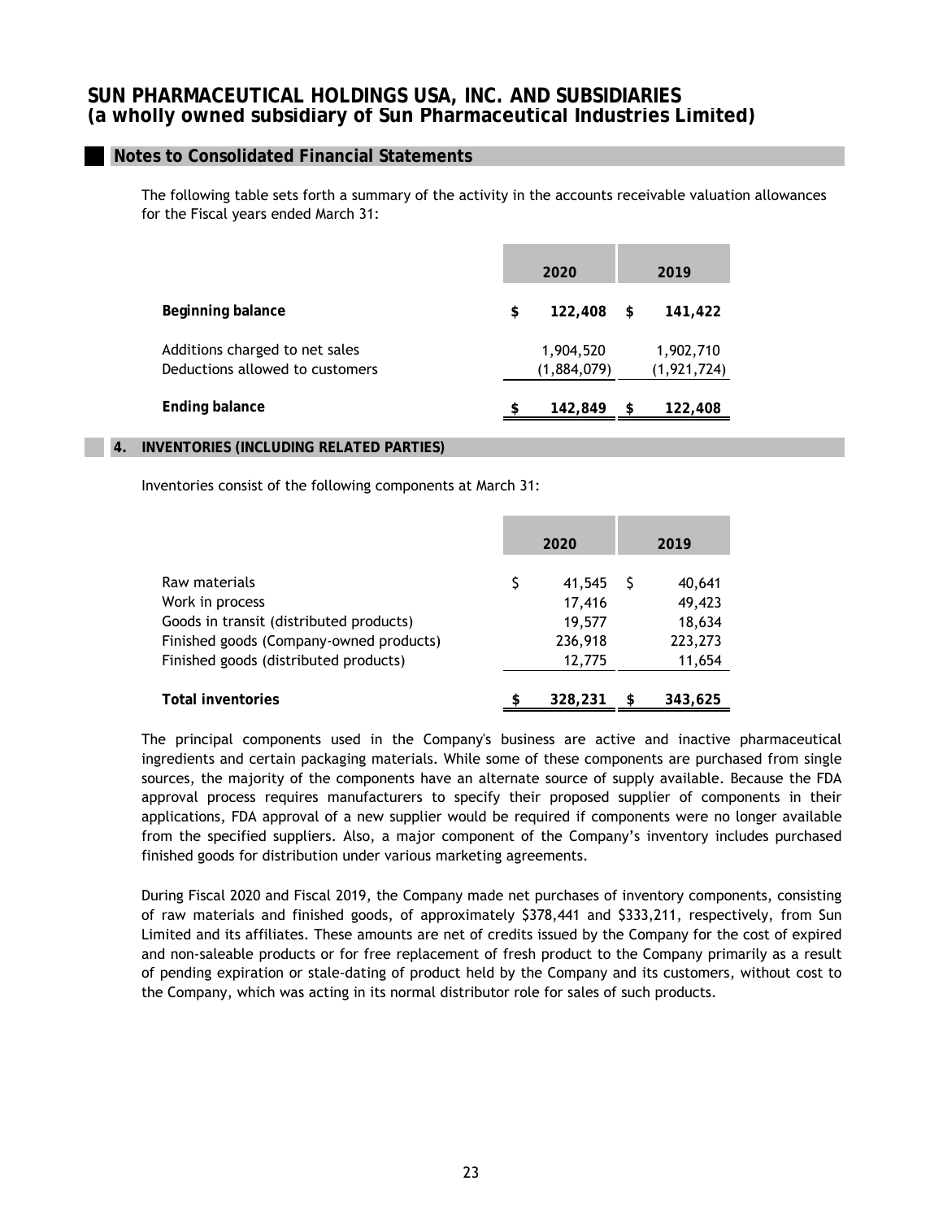## Notes to Consolidated Financial Statements

The following table sets forth a summary of the activity in the accounts receivable valuation allowances for the Fiscal years ended March 31:

| | 2020 | 2019 |
|---|---|---|
| **Beginning balance** | **$ 122,408** | **$ 141,422** |
| Additions charged to net sales | 1,904,520 | 1,902,710 |
| Deductions allowed to customers | (1,884,079) | (1,921,724) |
| **Ending balance** | **$ 142,849** | **$ 122,408** |

## 4. INVENTORIES (INCLUDING RELATED PARTIES)

Inventories consist of the following components at March 31:

| | 2020 | 2019 |
|---|---|---|
| Raw materials | $ 41,545 | $ 40,641 |
| Work in process | 17,416 | 49,423 |
| Goods in transit (distributed products) | 19,577 | 18,634 |
| Finished goods (Company-owned products) | 236,918 | 223,273 |
| Finished goods (distributed products) | 12,775 | 11,654 |
| **Total inventories** | **$ 328,231** | **$ 343,625** |

The principal components used in the Company's business are active and inactive pharmaceutical ingredients and certain packaging materials. While some of these components are purchased from single sources, the majority of the components have an alternate source of supply available. Because the FDA approval process requires manufacturers to specify their proposed supplier of components in their applications, FDA approval of a new supplier would be required if components were no longer available from the specified suppliers. Also, a major component of the Company's inventory includes purchased finished goods for distribution under various marketing agreements.

During Fiscal 2020 and Fiscal 2019, the Company made net purchases of inventory components, consisting of raw materials and finished goods, of approximately $378,441 and $333,211, respectively, from Sun Limited and its affiliates. These amounts are net of credits issued by the Company for the cost of expired and non-saleable products or for free replacement of fresh product to the Company primarily as a result of pending expiration or stale-dating of product held by the Company and its customers, without cost to the Company, which was acting in its normal distributor role for sales of such products.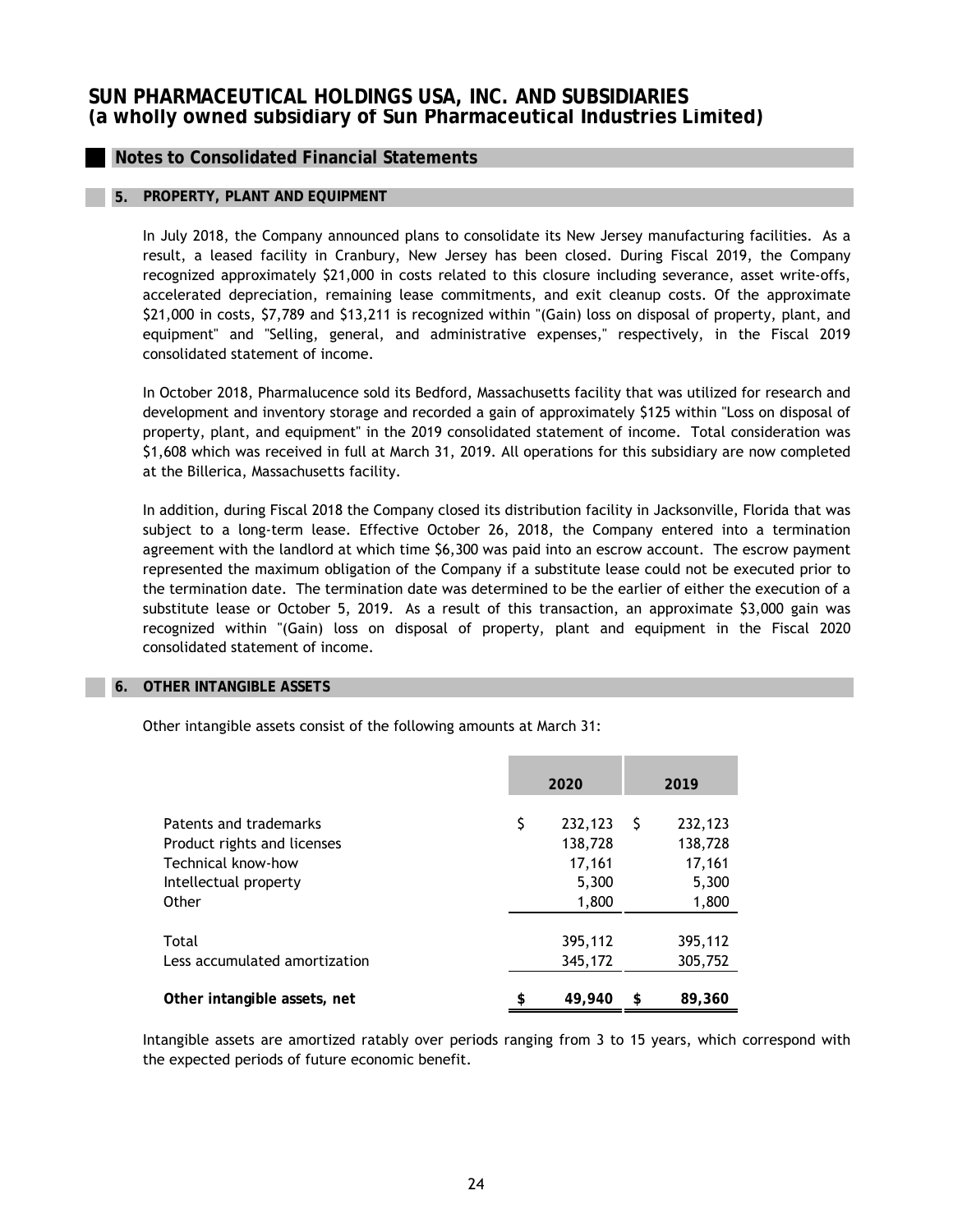# SUN PHARMACEUTICAL HOLDINGS USA, INC. AND SUBSIDIARIES
**(a wholly owned subsidiary of Sun Pharmaceutical Industries Limited)**

## Notes to Consolidated Financial Statements

### 5. PROPERTY, PLANT AND EQUIPMENT

In July 2018, the Company announced plans to consolidate its New Jersey manufacturing facilities. As a result, a leased facility in Cranbury, New Jersey has been closed. During Fiscal 2019, the Company recognized approximately $21,000 in costs related to this closure including severance, asset write-offs, accelerated depreciation, remaining lease commitments, and exit cleanup costs. Of the approximate $21,000 in costs, $7,789 and $13,211 is recognized within "(Gain) loss on disposal of property, plant, and equipment" and "Selling, general, and administrative expenses," respectively, in the Fiscal 2019 consolidated statement of income.

In October 2018, Pharmalucence sold its Bedford, Massachusetts facility that was utilized for research and development and inventory storage and recorded a gain of approximately $125 within "Loss on disposal of property, plant, and equipment" in the 2019 consolidated statement of income. Total consideration was $1,608 which was received in full at March 31, 2019. All operations for this subsidiary are now completed at the Billerica, Massachusetts facility.

In addition, during Fiscal 2018 the Company closed its distribution facility in Jacksonville, Florida that was subject to a long-term lease. Effective October 26, 2018, the Company entered into a termination agreement with the landlord at which time $6,300 was paid into an escrow account. The escrow payment represented the maximum obligation of the Company if a substitute lease could not be executed prior to the termination date. The termination date was determined to be the earlier of either the execution of a substitute lease or October 5, 2019. As a result of this transaction, an approximate $3,000 gain was recognized within "(Gain) loss on disposal of property, plant and equipment in the Fiscal 2020 consolidated statement of income.

### 6. OTHER INTANGIBLE ASSETS

Other intangible assets consist of the following amounts at March 31:

| | 2020 | 2019 |
|---|---|---|
| Patents and trademarks | $ 232,123 | $ 232,123 |
| Product rights and licenses | 138,728 | 138,728 |
| Technical know-how | 17,161 | 17,161 |
| Intellectual property | 5,300 | 5,300 |
| Other | 1,800 | 1,800 |
| Total | 395,112 | 395,112 |
| Less accumulated amortization | 345,172 | 305,752 |
| **Other intangible assets, net** | **$ 49,940** | **$ 89,360** |

Intangible assets are amortized ratably over periods ranging from 3 to 15 years, which correspond with the expected periods of future economic benefit.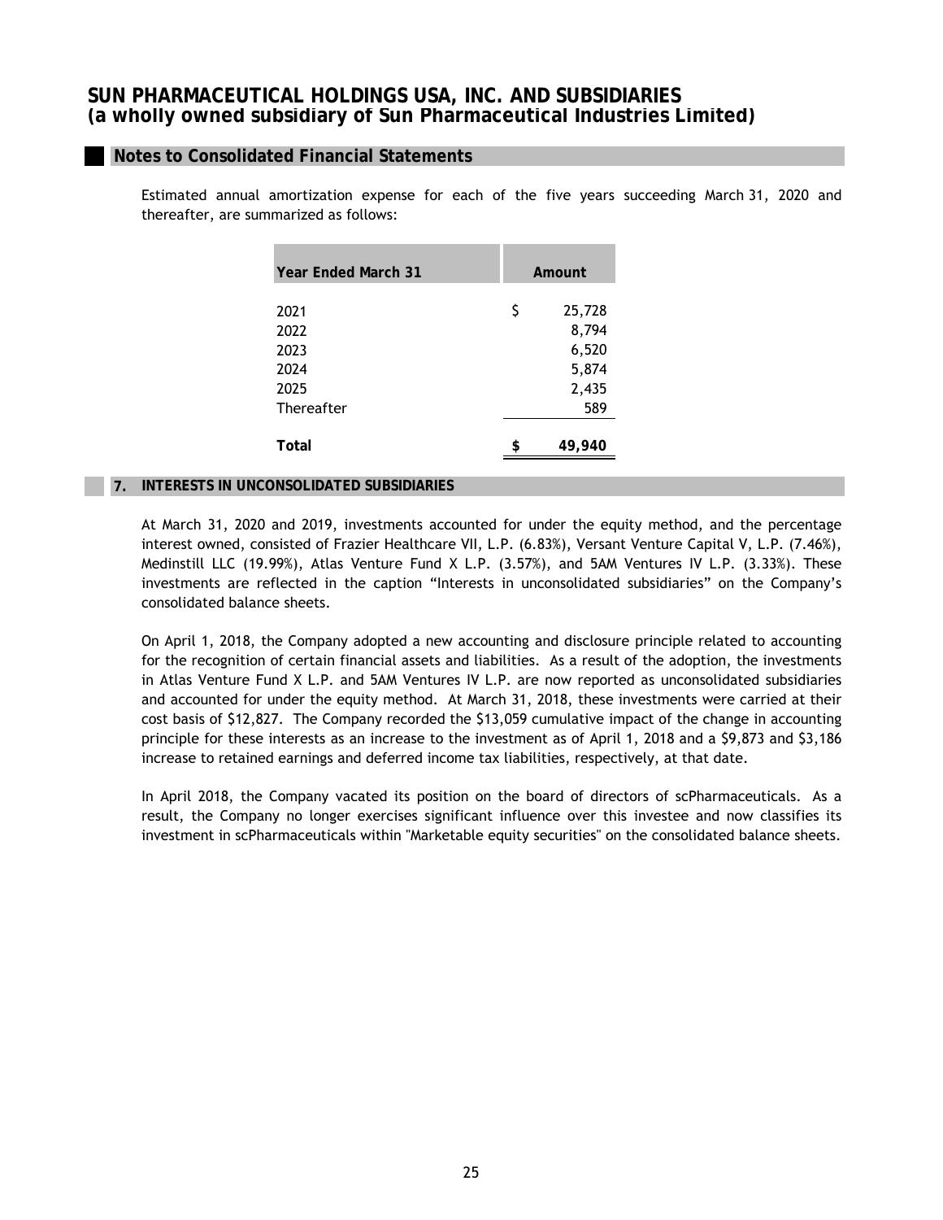## Notes to Consolidated Financial Statements

Estimated annual amortization expense for each of the five years succeeding March 31, 2020 and thereafter, are summarized as follows:

| Year Ended March 31 | Amount |
|---|---|
| 2021 | $ 25,728 |
| 2022 | 8,794 |
| 2023 | 6,520 |
| 2024 | 5,874 |
| 2025 | 2,435 |
| Thereafter | 589 |
| **Total** | **$ 49,940** |

## 7. INTERESTS IN UNCONSOLIDATED SUBSIDIARIES

At March 31, 2020 and 2019, investments accounted for under the equity method, and the percentage interest owned, consisted of Frazier Healthcare VII, L.P. (6.83%), Versant Venture Capital V, L.P. (7.46%), Medinstill LLC (19.99%), Atlas Venture Fund X L.P. (3.57%), and 5AM Ventures IV L.P. (3.33%). These investments are reflected in the caption "Interests in unconsolidated subsidiaries" on the Company's consolidated balance sheets.

On April 1, 2018, the Company adopted a new accounting and disclosure principle related to accounting for the recognition of certain financial assets and liabilities. As a result of the adoption, the investments in Atlas Venture Fund X L.P. and 5AM Ventures IV L.P. are now reported as unconsolidated subsidiaries and accounted for under the equity method. At March 31, 2018, these investments were carried at their cost basis of $12,827. The Company recorded the $13,059 cumulative impact of the change in accounting principle for these interests as an increase to the investment as of April 1, 2018 and a $9,873 and $3,186 increase to retained earnings and deferred income tax liabilities, respectively, at that date.

In April 2018, the Company vacated its position on the board of directors of scPharmaceuticals. As a result, the Company no longer exercises significant influence over this investee and now classifies its investment in scPharmaceuticals within "Marketable equity securities" on the consolidated balance sheets.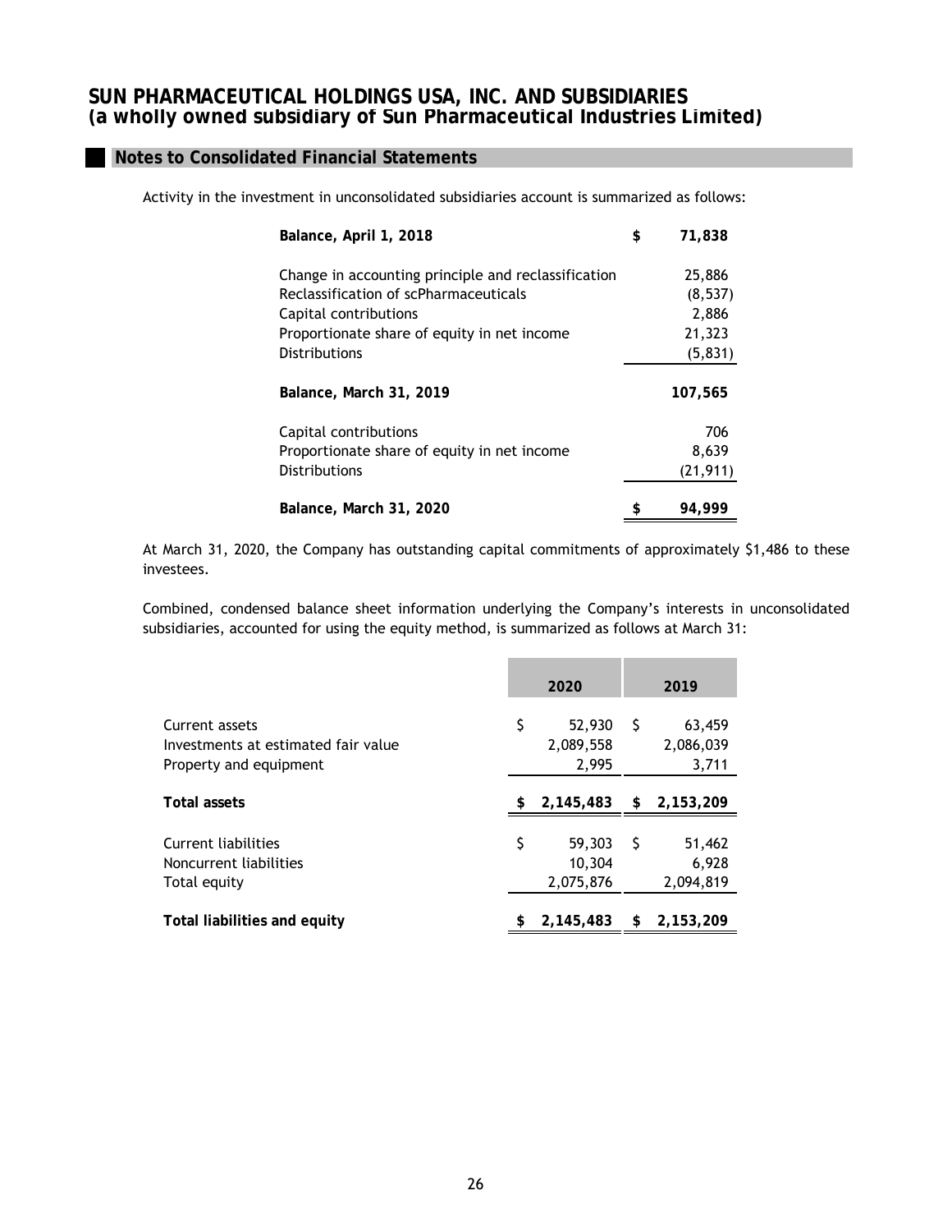Activity in the investment in unconsolidated subsidiaries account is summarized as follows:

| | |
|---|---|
| **Balance, April 1, 2018** | **$ 71,838** |
| Change in accounting principle and reclassification | 25,886 |
| Reclassification of scPharmaceuticals | (8,537) |
| Capital contributions | 2,886 |
| Proportionate share of equity in net income | 21,323 |
| Distributions | (5,831) |
| **Balance, March 31, 2019** | **107,565** |
| Capital contributions | 706 |
| Proportionate share of equity in net income | 8,639 |
| Distributions | (21,911) |
| **Balance, March 31, 2020** | **$ 94,999** |

At March 31, 2020, the Company has outstanding capital commitments of approximately $1,486 to these investees.

Combined, condensed balance sheet information underlying the Company's interests in unconsolidated subsidiaries, accounted for using the equity method, is summarized as follows at March 31:

| | 2020 | 2019 |
|---|---|---|
| Current assets | $ 52,930 | $ 63,459 |
| Investments at estimated fair value | 2,089,558 | 2,086,039 |
| Property and equipment | 2,995 | 3,711 |
| **Total assets** | **$ 2,145,483** | **$ 2,153,209** |
| Current liabilities | $ 59,303 | $ 51,462 |
| Noncurrent liabilities | 10,304 | 6,928 |
| Total equity | 2,075,876 | 2,094,819 |
| **Total liabilities and equity** | **$ 2,145,483** | **$ 2,153,209** |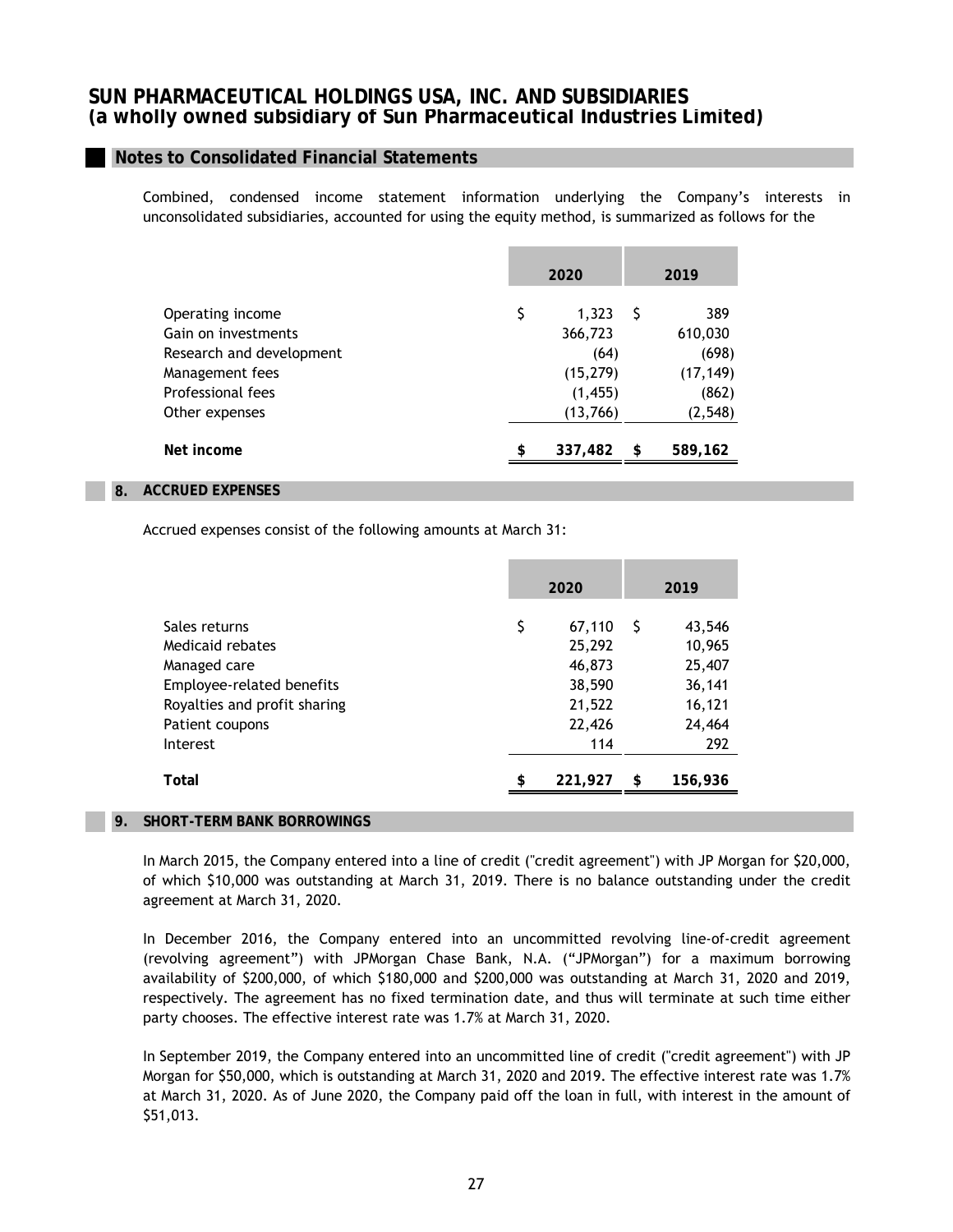## Notes to Consolidated Financial Statements

Combined, condensed income statement information underlying the Company's interests in unconsolidated subsidiaries, accounted for using the equity method, is summarized as follows for the

| | 2020 | 2019 |
|---|---|---|
| Operating income | $ 1,323 | $ 389 |
| Gain on investments | 366,723 | 610,030 |
| Research and development | (64) | (698) |
| Management fees | (15,279) | (17,149) |
| Professional fees | (1,455) | (862) |
| Other expenses | (13,766) | (2,548) |
| **Net income** | **$ 337,482** | **$ 589,162** |

## 8. ACCRUED EXPENSES

Accrued expenses consist of the following amounts at March 31:

| | 2020 | 2019 |
|---|---|---|
| Sales returns | $ 67,110 | $ 43,546 |
| Medicaid rebates | 25,292 | 10,965 |
| Managed care | 46,873 | 25,407 |
| Employee-related benefits | 38,590 | 36,141 |
| Royalties and profit sharing | 21,522 | 16,121 |
| Patient coupons | 22,426 | 24,464 |
| Interest | 114 | 292 |
| **Total** | **$ 221,927** | **$ 156,936** |

## 9. SHORT-TERM BANK BORROWINGS

In March 2015, the Company entered into a line of credit ("credit agreement") with JP Morgan for $20,000, of which $10,000 was outstanding at March 31, 2019. There is no balance outstanding under the credit agreement at March 31, 2020.

In December 2016, the Company entered into an uncommitted revolving line-of-credit agreement (revolving agreement") with JPMorgan Chase Bank, N.A. ("JPMorgan") for a maximum borrowing availability of $200,000, of which $180,000 and $200,000 was outstanding at March 31, 2020 and 2019, respectively. The agreement has no fixed termination date, and thus will terminate at such time either party chooses. The effective interest rate was 1.7% at March 31, 2020.

In September 2019, the Company entered into an uncommitted line of credit ("credit agreement") with JP Morgan for $50,000, which is outstanding at March 31, 2020 and 2019. The effective interest rate was 1.7% at March 31, 2020. As of June 2020, the Company paid off the loan in full, with interest in the amount of $51,013.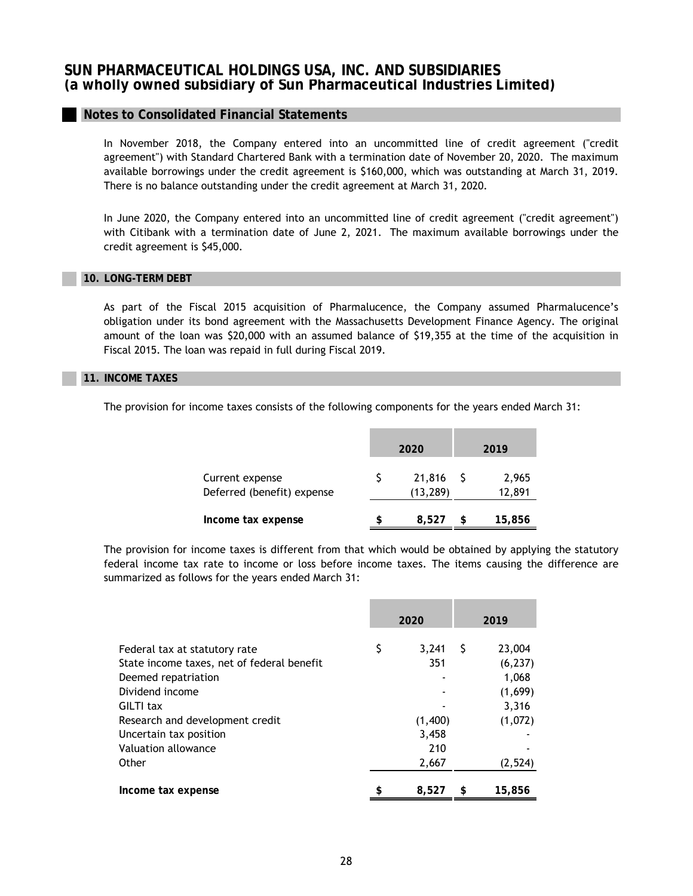# SUN PHARMACEUTICAL HOLDINGS USA, INC. AND SUBSIDIARIES
## (a wholly owned subsidiary of Sun Pharmaceutical Industries Limited)

## Notes to Consolidated Financial Statements

In November 2018, the Company entered into an uncommitted line of credit agreement ("credit agreement") with Standard Chartered Bank with a termination date of November 20, 2020. The maximum available borrowings under the credit agreement is $160,000, which was outstanding at March 31, 2019. There is no balance outstanding under the credit agreement at March 31, 2020.

In June 2020, the Company entered into an uncommitted line of credit agreement ("credit agreement") with Citibank with a termination date of June 2, 2021. The maximum available borrowings under the credit agreement is $45,000.

### 10. LONG-TERM DEBT

As part of the Fiscal 2015 acquisition of Pharmalucence, the Company assumed Pharmalucence's obligation under its bond agreement with the Massachusetts Development Finance Agency. The original amount of the loan was $20,000 with an assumed balance of $19,355 at the time of the acquisition in Fiscal 2015. The loan was repaid in full during Fiscal 2019.

### 11. INCOME TAXES

The provision for income taxes consists of the following components for the years ended March 31:

| | 2020 | 2019 |
|---|---|---|
| Current expense | $ 21,816 | $ 2,965 |
| Deferred (benefit) expense | (13,289) | 12,891 |
| **Income tax expense** | **$ 8,527** | **$ 15,856** |

The provision for income taxes is different from that which would be obtained by applying the statutory federal income tax rate to income or loss before income taxes. The items causing the difference are summarized as follows for the years ended March 31:

| | 2020 | 2019 |
|---|---|---|
| Federal tax at statutory rate | $ 3,241 | $ 23,004 |
| State income taxes, net of federal benefit | 351 | (6,237) |
| Deemed repatriation | - | 1,068 |
| Dividend income | - | (1,699) |
| GILTI tax | - | 3,316 |
| Research and development credit | (1,400) | (1,072) |
| Uncertain tax position | 3,458 | - |
| Valuation allowance | 210 | - |
| Other | 2,667 | (2,524) |
| **Income tax expense** | **$ 8,527** | **$ 15,856** |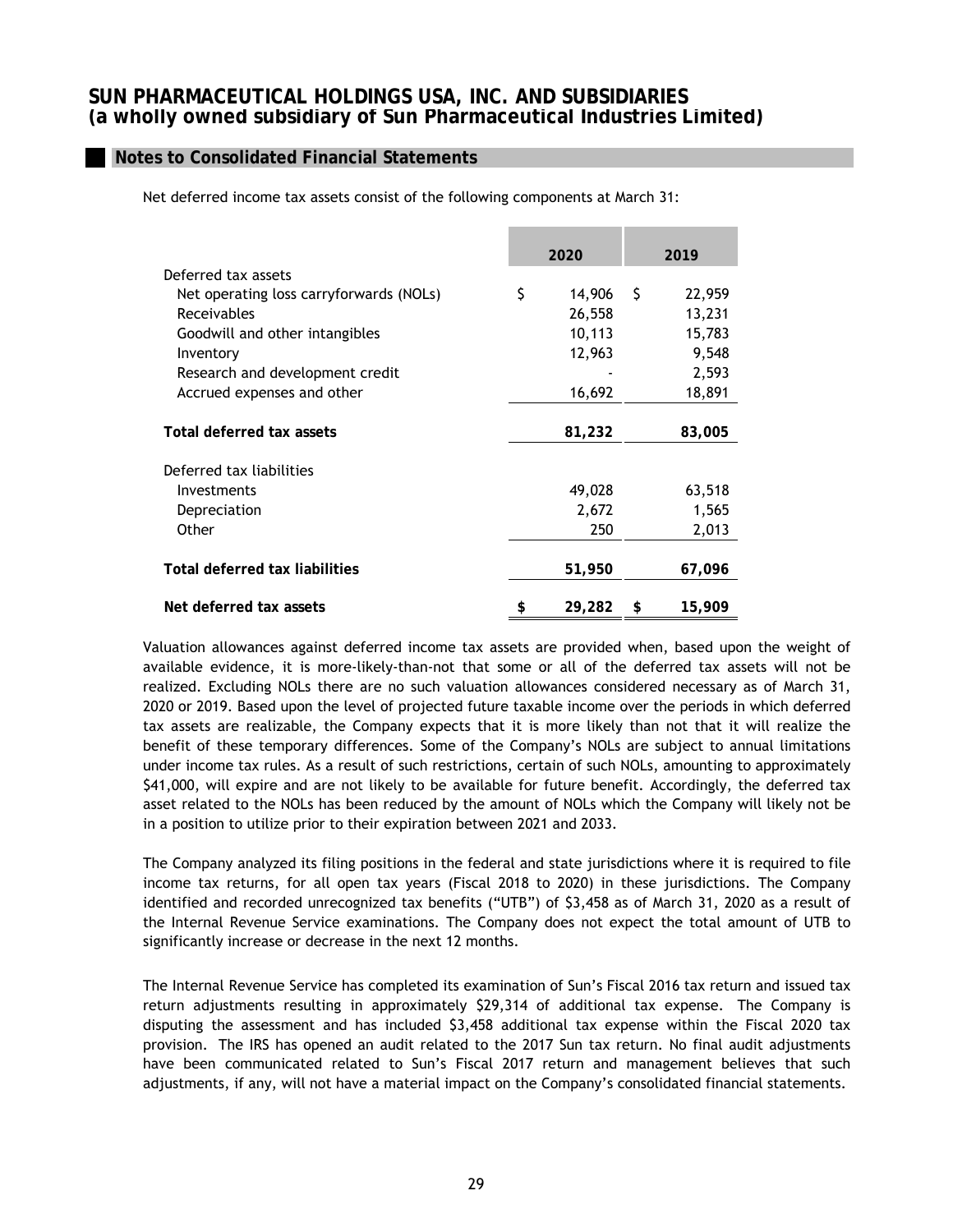## Notes to Consolidated Financial Statements

Net deferred income tax assets consist of the following components at March 31:

| | 2020 | 2019 |
|---|---|---|
| Deferred tax assets | | |
| Net operating loss carryforwards (NOLs) | $ 14,906 | $ 22,959 |
| Receivables | 26,558 | 13,231 |
| Goodwill and other intangibles | 10,113 | 15,783 |
| Inventory | 12,963 | 9,548 |
| Research and development credit | - | 2,593 |
| Accrued expenses and other | 16,692 | 18,891 |
| **Total deferred tax assets** | **81,232** | **83,005** |
| Deferred tax liabilities | | |
| Investments | 49,028 | 63,518 |
| Depreciation | 2,672 | 1,565 |
| Other | 250 | 2,013 |
| **Total deferred tax liabilities** | **51,950** | **67,096** |
| **Net deferred tax assets** | **$ 29,282** | **$ 15,909** |

Valuation allowances against deferred income tax assets are provided when, based upon the weight of available evidence, it is more-likely-than-not that some or all of the deferred tax assets will not be realized. Excluding NOLs there are no such valuation allowances considered necessary as of March 31, 2020 or 2019. Based upon the level of projected future taxable income over the periods in which deferred tax assets are realizable, the Company expects that it is more likely than not that it will realize the benefit of these temporary differences. Some of the Company's NOLs are subject to annual limitations under income tax rules. As a result of such restrictions, certain of such NOLs, amounting to approximately $41,000, will expire and are not likely to be available for future benefit. Accordingly, the deferred tax asset related to the NOLs has been reduced by the amount of NOLs which the Company will likely not be in a position to utilize prior to their expiration between 2021 and 2033.

The Company analyzed its filing positions in the federal and state jurisdictions where it is required to file income tax returns, for all open tax years (Fiscal 2018 to 2020) in these jurisdictions. The Company identified and recorded unrecognized tax benefits ("UTB") of $3,458 as of March 31, 2020 as a result of the Internal Revenue Service examinations. The Company does not expect the total amount of UTB to significantly increase or decrease in the next 12 months.

The Internal Revenue Service has completed its examination of Sun's Fiscal 2016 tax return and issued tax return adjustments resulting in approximately $29,314 of additional tax expense. The Company is disputing the assessment and has included $3,458 additional tax expense within the Fiscal 2020 tax provision. The IRS has opened an audit related to the 2017 Sun tax return. No final audit adjustments have been communicated related to Sun's Fiscal 2017 return and management believes that such adjustments, if any, will not have a material impact on the Company's consolidated financial statements.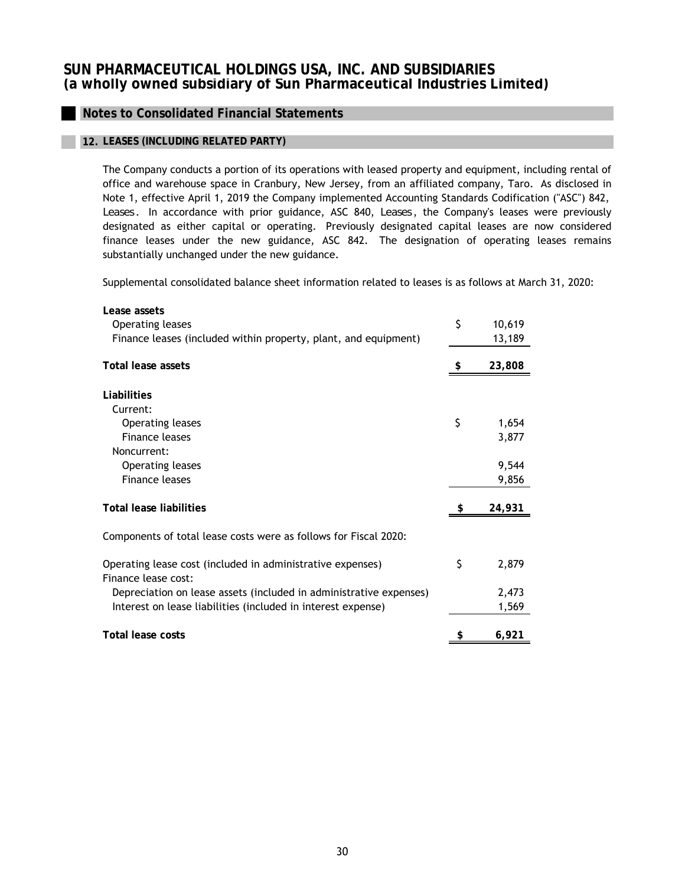# SUN PHARMACEUTICAL HOLDINGS USA, INC. AND SUBSIDIARIES
## (a wholly owned subsidiary of Sun Pharmaceutical Industries Limited)

### Notes to Consolidated Financial Statements

#### 12. LEASES (INCLUDING RELATED PARTY)

The Company conducts a portion of its operations with leased property and equipment, including rental of office and warehouse space in Cranbury, New Jersey, from an affiliated company, Taro. As disclosed in Note 1, effective April 1, 2019 the Company implemented Accounting Standards Codification ("ASC") 842, *Leases*. In accordance with prior guidance, ASC 840, *Leases*, the Company's leases were previously designated as either capital or operating. Previously designated capital leases are now considered finance leases under the new guidance, ASC 842. The designation of operating leases remains substantially unchanged under the new guidance.

Supplemental consolidated balance sheet information related to leases is as follows at March 31, 2020:

| | |
|---|---|
| **Lease assets** | |
| Operating leases | $ 10,619 |
| Finance leases (included within property, plant, and equipment) | 13,189 |
| **Total lease assets** | **$ 23,808** |
| **Liabilities** | |
| Current: | |
| Operating leases | $ 1,654 |
| Finance leases | 3,877 |
| Noncurrent: | |
| Operating leases | 9,544 |
| Finance leases | 9,856 |
| **Total lease liabilities** | **$ 24,931** |

Components of total lease costs were as follows for Fiscal 2020:

| | |
|---|---|
| Operating lease cost (included in administrative expenses) | $ 2,879 |
| Finance lease cost: | |
| Depreciation on lease assets (included in administrative expenses) | 2,473 |
| Interest on lease liabilities (included in interest expense) | 1,569 |
| **Total lease costs** | **$ 6,921** |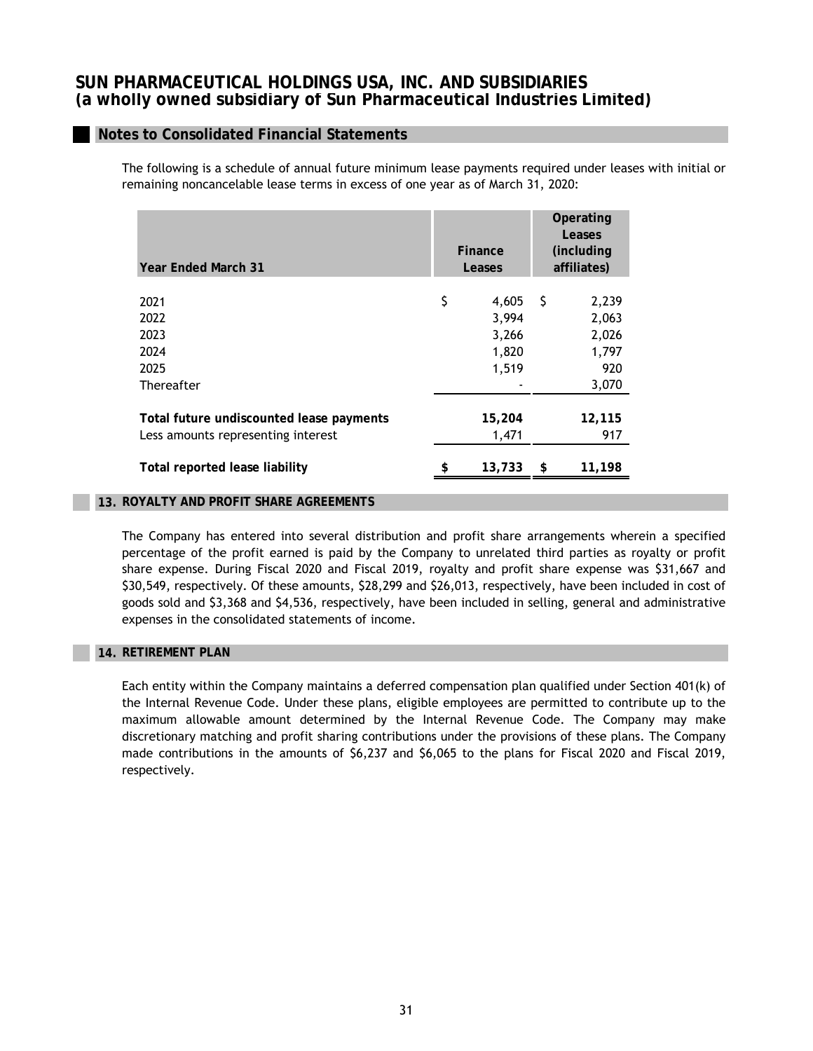## Notes to Consolidated Financial Statements

The following is a schedule of annual future minimum lease payments required under leases with initial or remaining noncancelable lease terms in excess of one year as of March 31, 2020:

| Year Ended March 31 | Finance Leases | Operating Leases (including affiliates) |
|---|---|---|
| 2021 | $ 4,605 | $ 2,239 |
| 2022 | 3,994 | 2,063 |
| 2023 | 3,266 | 2,026 |
| 2024 | 1,820 | 1,797 |
| 2025 | 1,519 | 920 |
| Thereafter | - | 3,070 |
| **Total future undiscounted lease payments** | **15,204** | **12,115** |
| Less amounts representing interest | 1,471 | 917 |
| **Total reported lease liability** | **$ 13,733** | **$ 11,198** |

## 13. ROYALTY AND PROFIT SHARE AGREEMENTS

The Company has entered into several distribution and profit share arrangements wherein a specified percentage of the profit earned is paid by the Company to unrelated third parties as royalty or profit share expense. During Fiscal 2020 and Fiscal 2019, royalty and profit share expense was $31,667 and $30,549, respectively. Of these amounts, $28,299 and $26,013, respectively, have been included in cost of goods sold and $3,368 and $4,536, respectively, have been included in selling, general and administrative expenses in the consolidated statements of income.

## 14. RETIREMENT PLAN

Each entity within the Company maintains a deferred compensation plan qualified under Section 401(k) of the Internal Revenue Code. Under these plans, eligible employees are permitted to contribute up to the maximum allowable amount determined by the Internal Revenue Code. The Company may make discretionary matching and profit sharing contributions under the provisions of these plans. The Company made contributions in the amounts of $6,237 and $6,065 to the plans for Fiscal 2020 and Fiscal 2019, respectively.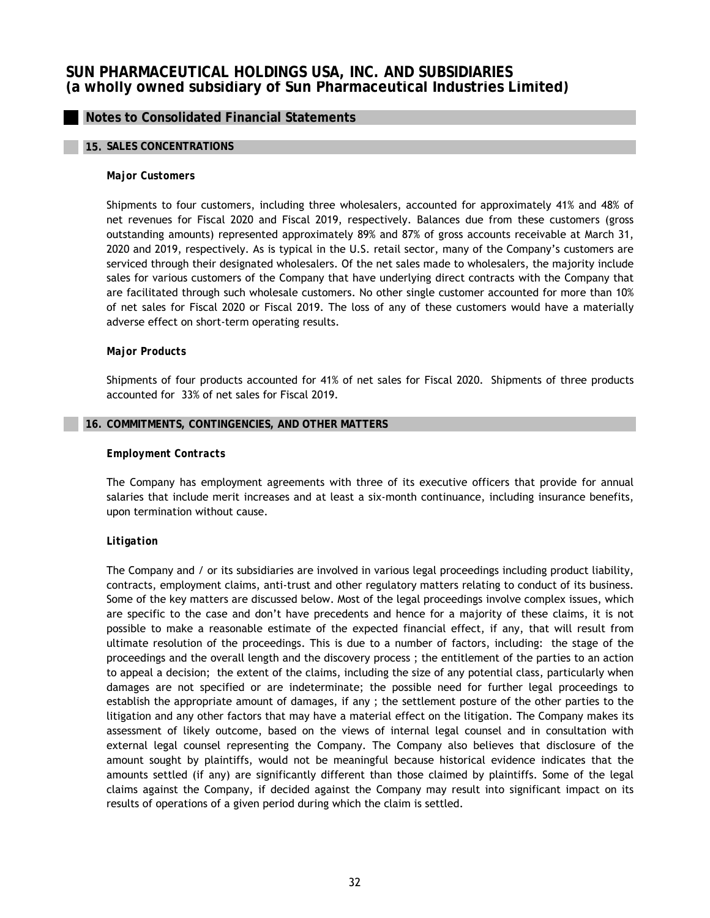# SUN PHARMACEUTICAL HOLDINGS USA, INC. AND SUBSIDIARIES
## (a wholly owned subsidiary of Sun Pharmaceutical Industries Limited)

## Notes to Consolidated Financial Statements

### 15. SALES CONCENTRATIONS

**Major Customers**

Shipments to four customers, including three wholesalers, accounted for approximately 41% and 48% of net revenues for Fiscal 2020 and Fiscal 2019, respectively. Balances due from these customers (gross outstanding amounts) represented approximately 89% and 87% of gross accounts receivable at March 31, 2020 and 2019, respectively. As is typical in the U.S. retail sector, many of the Company's customers are serviced through their designated wholesalers. Of the net sales made to wholesalers, the majority include sales for various customers of the Company that have underlying direct contracts with the Company that are facilitated through such wholesale customers. No other single customer accounted for more than 10% of net sales for Fiscal 2020 or Fiscal 2019. The loss of any of these customers would have a materially adverse effect on short-term operating results.

**Major Products**

Shipments of four products accounted for 41% of net sales for Fiscal 2020. Shipments of three products accounted for 33% of net sales for Fiscal 2019.

### 16. COMMITMENTS, CONTINGENCIES, AND OTHER MATTERS

**Employment Contracts**

The Company has employment agreements with three of its executive officers that provide for annual salaries that include merit increases and at least a six-month continuance, including insurance benefits, upon termination without cause.

**Litigation**

The Company and / or its subsidiaries are involved in various legal proceedings including product liability, contracts, employment claims, anti-trust and other regulatory matters relating to conduct of its business. Some of the key matters are discussed below. Most of the legal proceedings involve complex issues, which are specific to the case and don't have precedents and hence for a majority of these claims, it is not possible to make a reasonable estimate of the expected financial effect, if any, that will result from ultimate resolution of the proceedings. This is due to a number of factors, including: the stage of the proceedings and the overall length and the discovery process ; the entitlement of the parties to an action to appeal a decision; the extent of the claims, including the size of any potential class, particularly when damages are not specified or are indeterminate; the possible need for further legal proceedings to establish the appropriate amount of damages, if any ; the settlement posture of the other parties to the litigation and any other factors that may have a material effect on the litigation. The Company makes its assessment of likely outcome, based on the views of internal legal counsel and in consultation with external legal counsel representing the Company. The Company also believes that disclosure of the amount sought by plaintiffs, would not be meaningful because historical evidence indicates that the amounts settled (if any) are significantly different than those claimed by plaintiffs. Some of the legal claims against the Company, if decided against the Company may result into significant impact on its results of operations of a given period during which the claim is settled.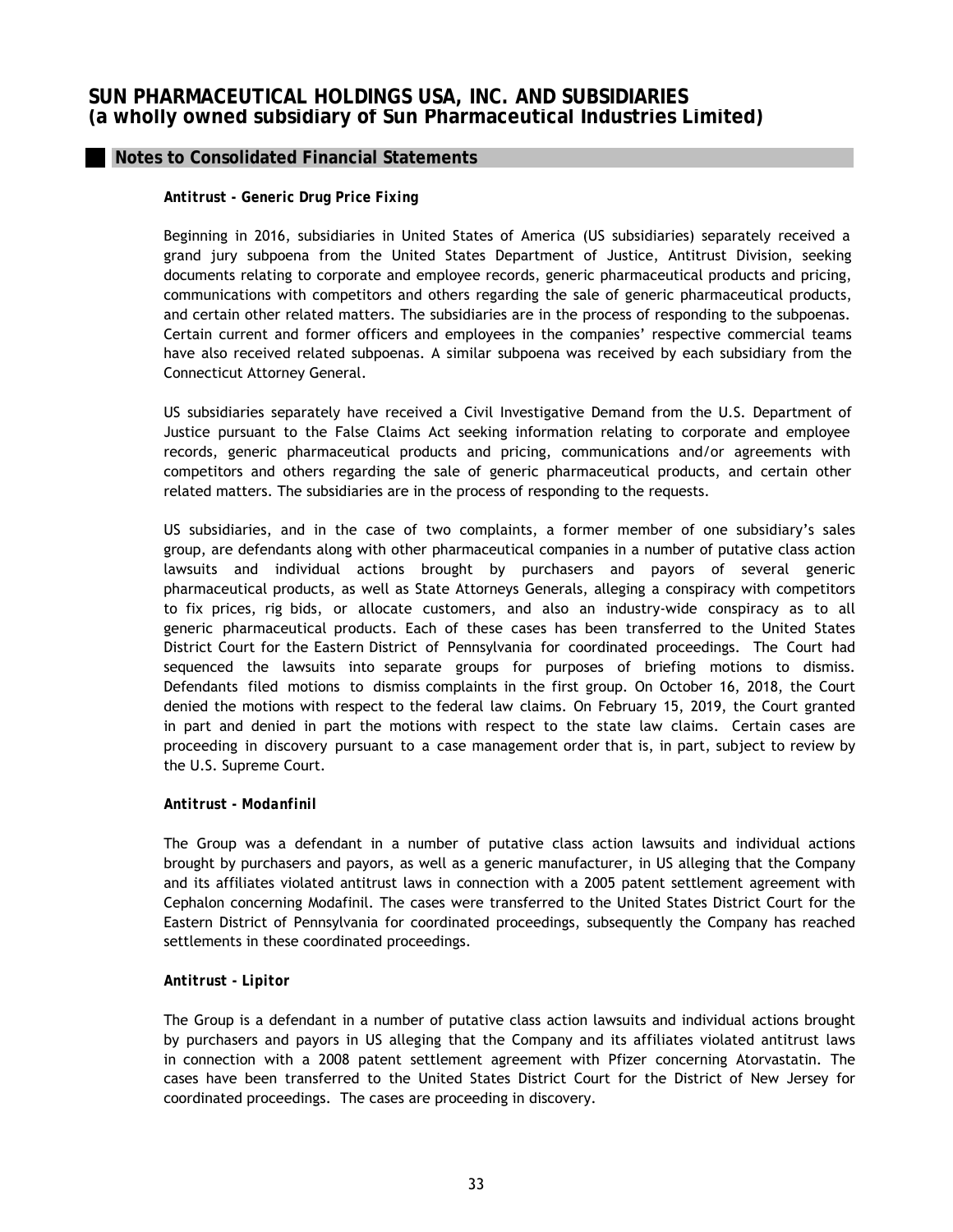## Notes to Consolidated Financial Statements

***Antitrust - Generic Drug Price Fixing***

Beginning in 2016, subsidiaries in United States of America (US subsidiaries) separately received a grand jury subpoena from the United States Department of Justice, Antitrust Division, seeking documents relating to corporate and employee records, generic pharmaceutical products and pricing, communications with competitors and others regarding the sale of generic pharmaceutical products, and certain other related matters. The subsidiaries are in the process of responding to the subpoenas. Certain current and former officers and employees in the companies' respective commercial teams have also received related subpoenas. A similar subpoena was received by each subsidiary from the Connecticut Attorney General.

US subsidiaries separately have received a Civil Investigative Demand from the U.S. Department of Justice pursuant to the False Claims Act seeking information relating to corporate and employee records, generic pharmaceutical products and pricing, communications and/or agreements with competitors and others regarding the sale of generic pharmaceutical products, and certain other related matters. The subsidiaries are in the process of responding to the requests.

US subsidiaries, and in the case of two complaints, a former member of one subsidiary's sales group, are defendants along with other pharmaceutical companies in a number of putative class action lawsuits and individual actions brought by purchasers and payors of several generic pharmaceutical products, as well as State Attorneys Generals, alleging a conspiracy with competitors to fix prices, rig bids, or allocate customers, and also an industry-wide conspiracy as to all generic pharmaceutical products. Each of these cases has been transferred to the United States District Court for the Eastern District of Pennsylvania for coordinated proceedings. The Court had sequenced the lawsuits into separate groups for purposes of briefing motions to dismiss. Defendants filed motions to dismiss complaints in the first group. On October 16, 2018, the Court denied the motions with respect to the federal law claims. On February 15, 2019, the Court granted in part and denied in part the motions with respect to the state law claims. Certain cases are proceeding in discovery pursuant to a case management order that is, in part, subject to review by the U.S. Supreme Court.

***Antitrust - Modanfinil***

The Group was a defendant in a number of putative class action lawsuits and individual actions brought by purchasers and payors, as well as a generic manufacturer, in US alleging that the Company and its affiliates violated antitrust laws in connection with a 2005 patent settlement agreement with Cephalon concerning Modafinil. The cases were transferred to the United States District Court for the Eastern District of Pennsylvania for coordinated proceedings, subsequently the Company has reached settlements in these coordinated proceedings.

***Antitrust - Lipitor***

The Group is a defendant in a number of putative class action lawsuits and individual actions brought by purchasers and payors in US alleging that the Company and its affiliates violated antitrust laws in connection with a 2008 patent settlement agreement with Pfizer concerning Atorvastatin. The cases have been transferred to the United States District Court for the District of New Jersey for coordinated proceedings. The cases are proceeding in discovery.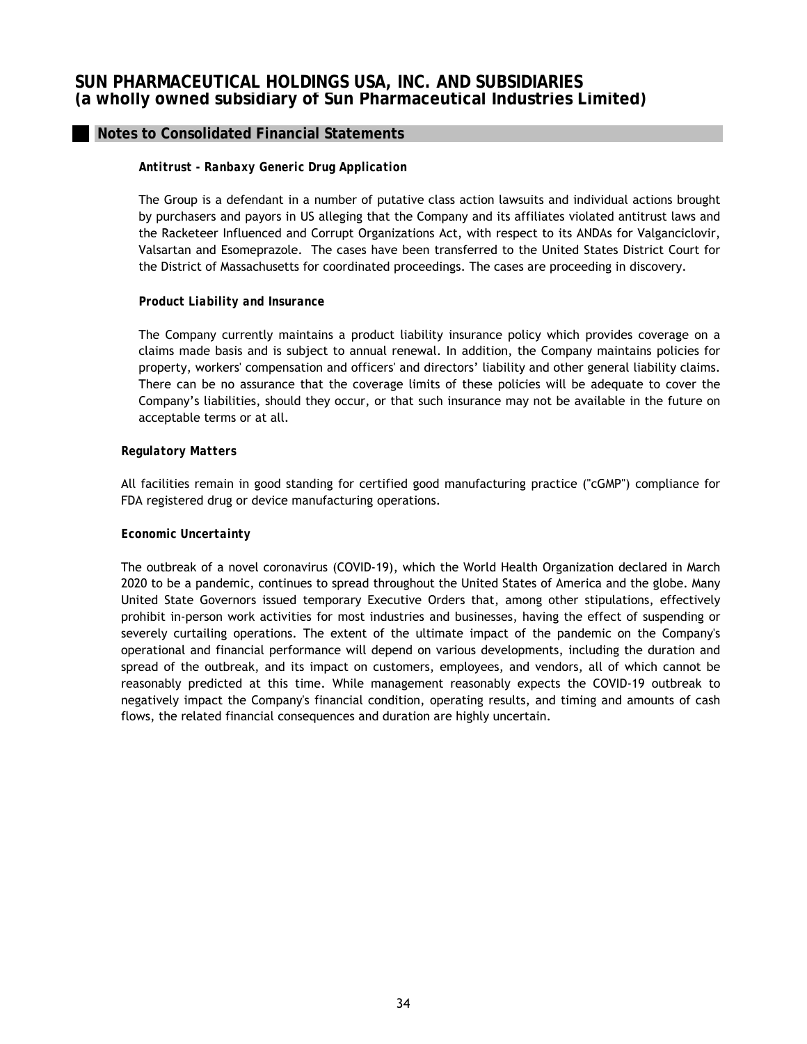### Notes to Consolidated Financial Statements

***Antitrust - Ranbaxy Generic Drug Application***

The Group is a defendant in a number of putative class action lawsuits and individual actions brought by purchasers and payors in US alleging that the Company and its affiliates violated antitrust laws and the Racketeer Influenced and Corrupt Organizations Act, with respect to its ANDAs for Valganciclovir, Valsartan and Esomeprazole. The cases have been transferred to the United States District Court for the District of Massachusetts for coordinated proceedings. The cases are proceeding in discovery.

***Product Liability and Insurance***

The Company currently maintains a product liability insurance policy which provides coverage on a claims made basis and is subject to annual renewal. In addition, the Company maintains policies for property, workers' compensation and officers' and directors' liability and other general liability claims. There can be no assurance that the coverage limits of these policies will be adequate to cover the Company's liabilities, should they occur, or that such insurance may not be available in the future on acceptable terms or at all.

***Regulatory Matters***

All facilities remain in good standing for certified good manufacturing practice ("cGMP") compliance for FDA registered drug or device manufacturing operations.

***Economic Uncertainty***

The outbreak of a novel coronavirus (COVID-19), which the World Health Organization declared in March 2020 to be a pandemic, continues to spread throughout the United States of America and the globe. Many United State Governors issued temporary Executive Orders that, among other stipulations, effectively prohibit in-person work activities for most industries and businesses, having the effect of suspending or severely curtailing operations. The extent of the ultimate impact of the pandemic on the Company's operational and financial performance will depend on various developments, including the duration and spread of the outbreak, and its impact on customers, employees, and vendors, all of which cannot be reasonably predicted at this time. While management reasonably expects the COVID-19 outbreak to negatively impact the Company's financial condition, operating results, and timing and amounts of cash flows, the related financial consequences and duration are highly uncertain.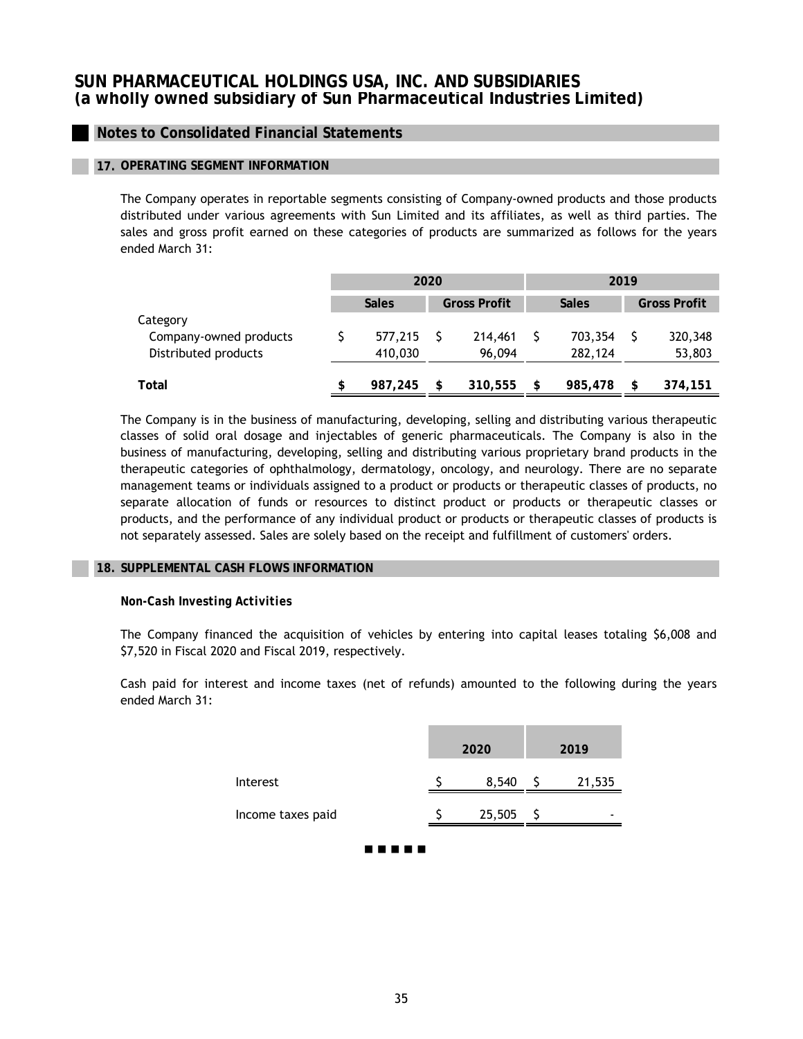# SUN PHARMACEUTICAL HOLDINGS USA, INC. AND SUBSIDIARIES
## (a wholly owned subsidiary of Sun Pharmaceutical Industries Limited)

## Notes to Consolidated Financial Statements

### 17. OPERATING SEGMENT INFORMATION

The Company operates in reportable segments consisting of Company-owned products and those products distributed under various agreements with Sun Limited and its affiliates, as well as third parties. The sales and gross profit earned on these categories of products are summarized as follows for the years ended March 31:

| | 2020 | | 2019 | |
|---|---|---|---|---|
| | **Sales** | **Gross Profit** | **Sales** | **Gross Profit** |
| Category | | | | |
| Company-owned products | $ 577,215 | $ 214,461 | $ 703,354 | $ 320,348 |
| Distributed products | 410,030 | 96,094 | 282,124 | 53,803 |
| **Total** | **$ 987,245** | **$ 310,555** | **$ 985,478** | **$ 374,151** |

The Company is in the business of manufacturing, developing, selling and distributing various therapeutic classes of solid oral dosage and injectables of generic pharmaceuticals. The Company is also in the business of manufacturing, developing, selling and distributing various proprietary brand products in the therapeutic categories of ophthalmology, dermatology, oncology, and neurology. There are no separate management teams or individuals assigned to a product or products or therapeutic classes of products, no separate allocation of funds or resources to distinct product or products or therapeutic classes or products, and the performance of any individual product or products or therapeutic classes of products is not separately assessed. Sales are solely based on the receipt and fulfillment of customers' orders.

### 18. SUPPLEMENTAL CASH FLOWS INFORMATION

***Non-Cash Investing Activities***

The Company financed the acquisition of vehicles by entering into capital leases totaling $6,008 and $7,520 in Fiscal 2020 and Fiscal 2019, respectively.

Cash paid for interest and income taxes (net of refunds) amounted to the following during the years ended March 31:

| | 2020 | 2019 |
|---|---|---|
| Interest | $ 8,540 | $ 21,535 |
| Income taxes paid | $ 25,505 | $ - |

■ ■ ■ ■ ■